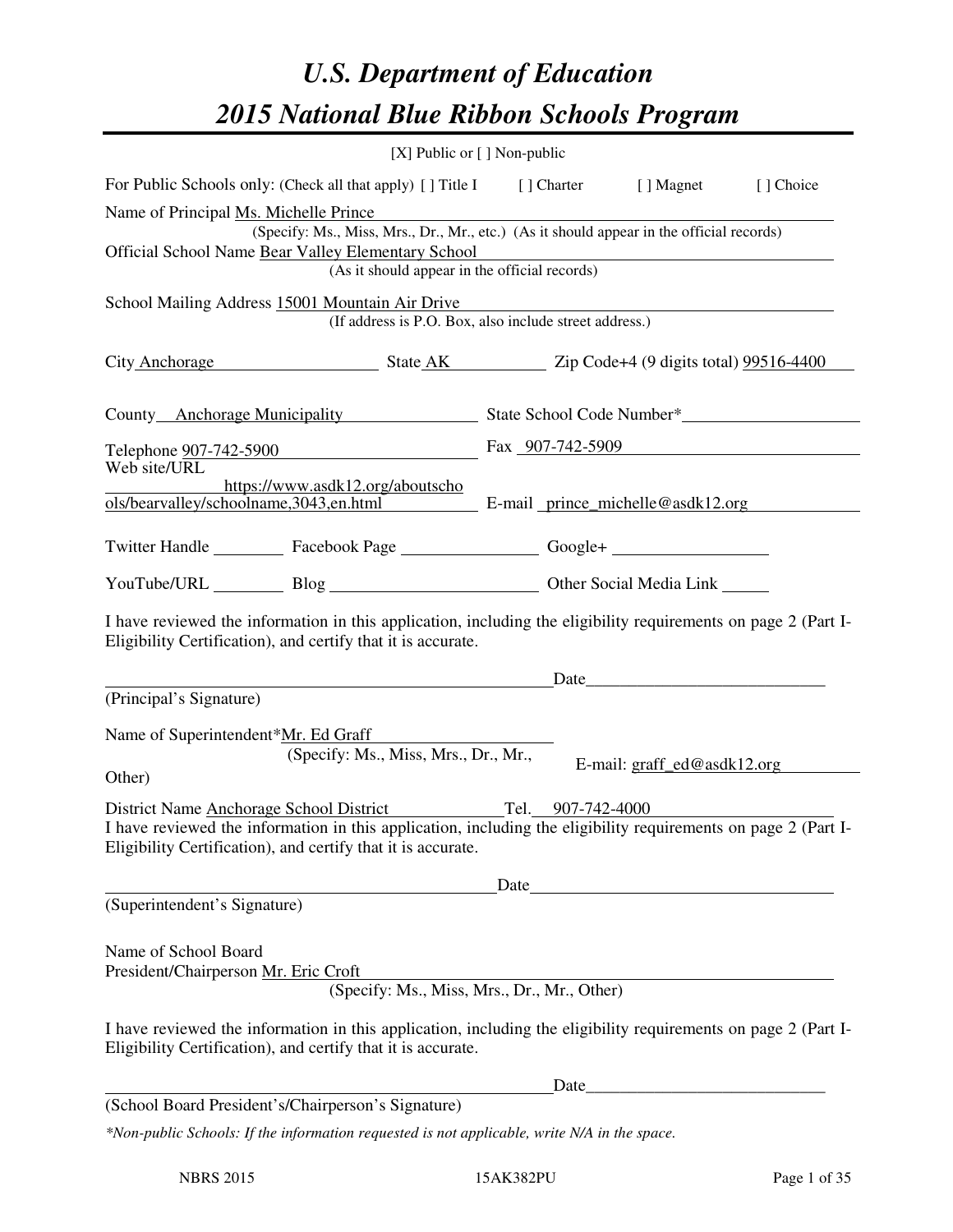# U.S. Department of Education
# 2015 National Blue Ribbon Schools Program

[X] Public or [ ] Non-public

For Public Schools only: (Check all that apply) [ ] Title I [ ] Charter [ ] Magnet [ ] Choice

Name of Principal Ms. Michelle Prince
(Specify: Ms., Miss, Mrs., Dr., Mr., etc.) (As it should appear in the official records)

Official School Name Bear Valley Elementary School
(As it should appear in the official records)

School Mailing Address 15001 Mountain Air Drive
(If address is P.O. Box, also include street address.)

City Anchorage State AK Zip Code+4 (9 digits total) 99516-4400

County Anchorage Municipality State School Code Number*

Telephone 907-742-5900 Fax 907-742-5909

Web site/URL https://www.asdk12.org/aboutschools/bearvalley/schoolname,3043,en.html E-mail prince_michelle@asdk12.org

Twitter Handle Facebook Page Google+

YouTube/URL Blog Other Social Media Link

I have reviewed the information in this application, including the eligibility requirements on page 2 (Part I-Eligibility Certification), and certify that it is accurate.

Date

(Principal's Signature)

Name of Superintendent*Mr. Ed Graff
(Specify: Ms., Miss, Mrs., Dr., Mr., Other)

E-mail: graff_ed@asdk12.org

District Name Anchorage School District Tel. 907-742-4000

I have reviewed the information in this application, including the eligibility requirements on page 2 (Part I-Eligibility Certification), and certify that it is accurate.

Date

(Superintendent's Signature)

Name of School Board President/Chairperson Mr. Eric Croft
(Specify: Ms., Miss, Mrs., Dr., Mr., Other)

I have reviewed the information in this application, including the eligibility requirements on page 2 (Part I-Eligibility Certification), and certify that it is accurate.

Date

(School Board President's/Chairperson's Signature)

*Non-public Schools: If the information requested is not applicable, write N/A in the space.*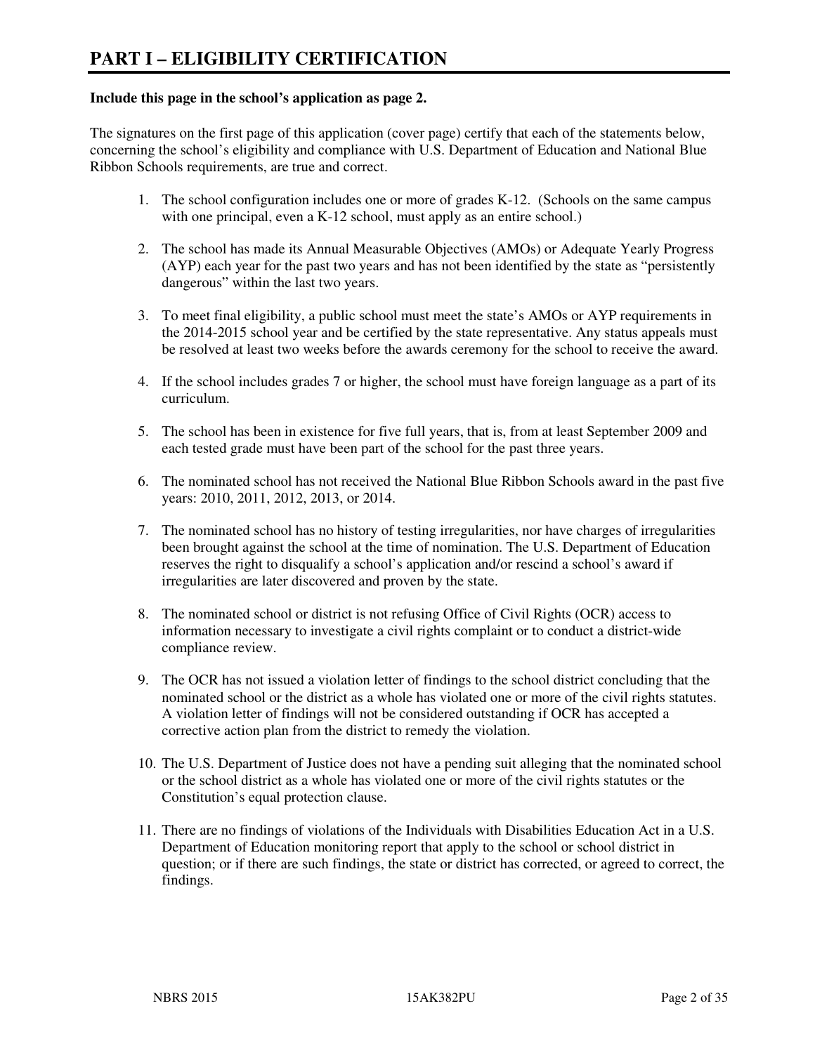# PART I – ELIGIBILITY CERTIFICATION

**Include this page in the school's application as page 2.**

The signatures on the first page of this application (cover page) certify that each of the statements below, concerning the school's eligibility and compliance with U.S. Department of Education and National Blue Ribbon Schools requirements, are true and correct.

1. The school configuration includes one or more of grades K-12. (Schools on the same campus with one principal, even a K-12 school, must apply as an entire school.)

2. The school has made its Annual Measurable Objectives (AMOs) or Adequate Yearly Progress (AYP) each year for the past two years and has not been identified by the state as "persistently dangerous" within the last two years.

3. To meet final eligibility, a public school must meet the state's AMOs or AYP requirements in the 2014-2015 school year and be certified by the state representative. Any status appeals must be resolved at least two weeks before the awards ceremony for the school to receive the award.

4. If the school includes grades 7 or higher, the school must have foreign language as a part of its curriculum.

5. The school has been in existence for five full years, that is, from at least September 2009 and each tested grade must have been part of the school for the past three years.

6. The nominated school has not received the National Blue Ribbon Schools award in the past five years: 2010, 2011, 2012, 2013, or 2014.

7. The nominated school has no history of testing irregularities, nor have charges of irregularities been brought against the school at the time of nomination. The U.S. Department of Education reserves the right to disqualify a school's application and/or rescind a school's award if irregularities are later discovered and proven by the state.

8. The nominated school or district is not refusing Office of Civil Rights (OCR) access to information necessary to investigate a civil rights complaint or to conduct a district-wide compliance review.

9. The OCR has not issued a violation letter of findings to the school district concluding that the nominated school or the district as a whole has violated one or more of the civil rights statutes. A violation letter of findings will not be considered outstanding if OCR has accepted a corrective action plan from the district to remedy the violation.

10. The U.S. Department of Justice does not have a pending suit alleging that the nominated school or the school district as a whole has violated one or more of the civil rights statutes or the Constitution's equal protection clause.

11. There are no findings of violations of the Individuals with Disabilities Education Act in a U.S. Department of Education monitoring report that apply to the school or school district in question; or if there are such findings, the state or district has corrected, or agreed to correct, the findings.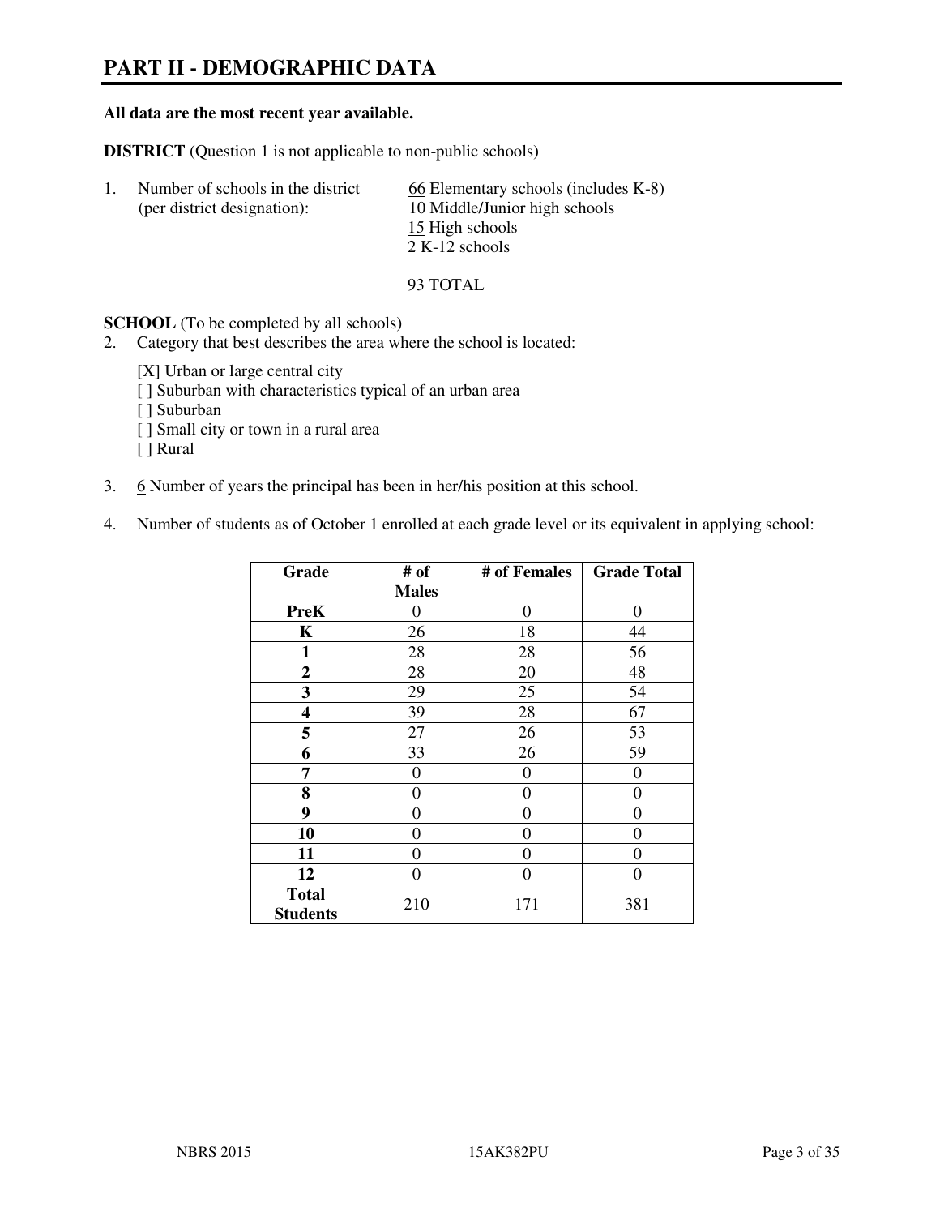# PART II - DEMOGRAPHIC DATA

**All data are the most recent year available.**

**DISTRICT** (Question 1 is not applicable to non-public schools)

1. Number of schools in the district (per district designation):
   66 Elementary schools (includes K-8)
   10 Middle/Junior high schools
   15 High schools
   2 K-12 schools

   93 TOTAL

**SCHOOL** (To be completed by all schools)

2. Category that best describes the area where the school is located:

   [X] Urban or large central city
   [ ] Suburban with characteristics typical of an urban area
   [ ] Suburban
   [ ] Small city or town in a rural area
   [ ] Rural

3. 6 Number of years the principal has been in her/his position at this school.

4. Number of students as of October 1 enrolled at each grade level or its equivalent in applying school:

| Grade | # of Males | # of Females | Grade Total |
|---|---|---|---|
| **PreK** | 0 | 0 | 0 |
| **K** | 26 | 18 | 44 |
| **1** | 28 | 28 | 56 |
| **2** | 28 | 20 | 48 |
| **3** | 29 | 25 | 54 |
| **4** | 39 | 28 | 67 |
| **5** | 27 | 26 | 53 |
| **6** | 33 | 26 | 59 |
| **7** | 0 | 0 | 0 |
| **8** | 0 | 0 | 0 |
| **9** | 0 | 0 | 0 |
| **10** | 0 | 0 | 0 |
| **11** | 0 | 0 | 0 |
| **12** | 0 | 0 | 0 |
| **Total Students** | 210 | 171 | 381 |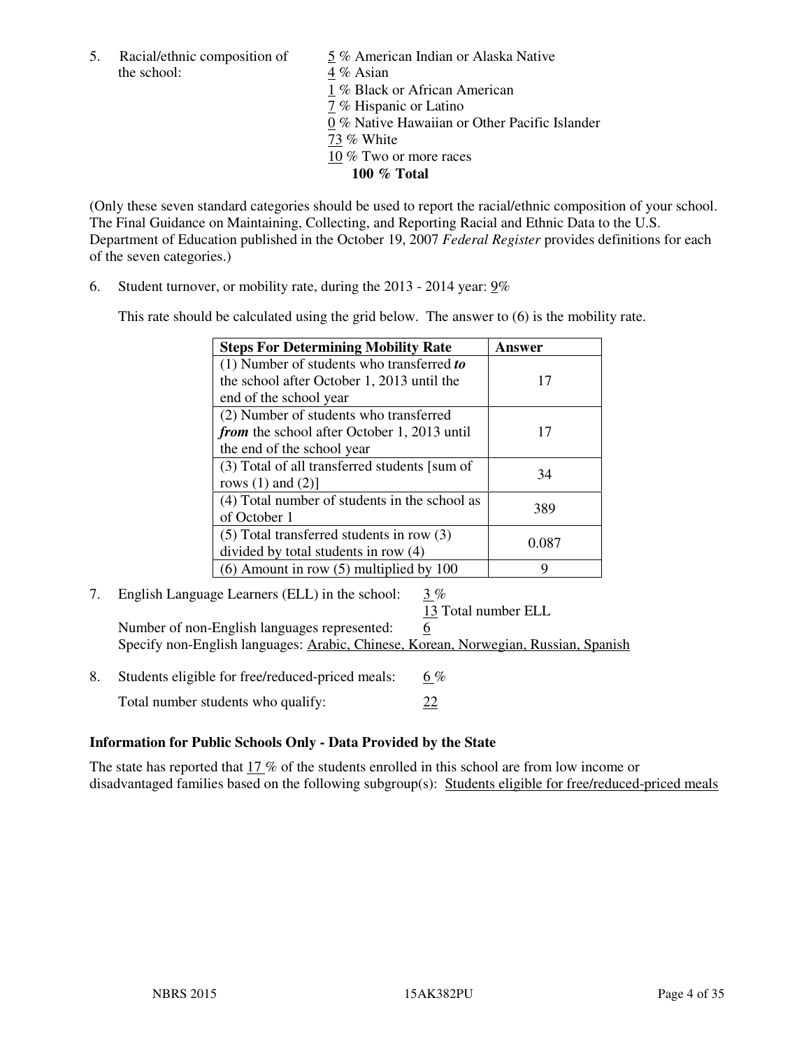5. Racial/ethnic composition of the school:
   5 % American Indian or Alaska Native
   4 % Asian
   1 % Black or African American
   7 % Hispanic or Latino
   0 % Native Hawaiian or Other Pacific Islander
   73 % White
   10 % Two or more races
   **100 % Total**

(Only these seven standard categories should be used to report the racial/ethnic composition of your school. The Final Guidance on Maintaining, Collecting, and Reporting Racial and Ethnic Data to the U.S. Department of Education published in the October 19, 2007 *Federal Register* provides definitions for each of the seven categories.)

6. Student turnover, or mobility rate, during the 2013 - 2014 year: 9%

   This rate should be calculated using the grid below. The answer to (6) is the mobility rate.

| Steps For Determining Mobility Rate | Answer |
|---|---|
| (1) Number of students who transferred ***to*** the school after October 1, 2013 until the end of the school year | 17 |
| (2) Number of students who transferred ***from*** the school after October 1, 2013 until the end of the school year | 17 |
| (3) Total of all transferred students [sum of rows (1) and (2)] | 34 |
| (4) Total number of students in the school as of October 1 | 389 |
| (5) Total transferred students in row (3) divided by total students in row (4) | 0.087 |
| (6) Amount in row (5) multiplied by 100 | 9 |

7. English Language Learners (ELL) in the school: 3 %
   13 Total number ELL
   Number of non-English languages represented: 6
   Specify non-English languages: Arabic, Chinese, Korean, Norwegian, Russian, Spanish

8. Students eligible for free/reduced-priced meals: 6 %
   Total number students who qualify: 22

**Information for Public Schools Only - Data Provided by the State**

The state has reported that 17 % of the students enrolled in this school are from low income or disadvantaged families based on the following subgroup(s): Students eligible for free/reduced-priced meals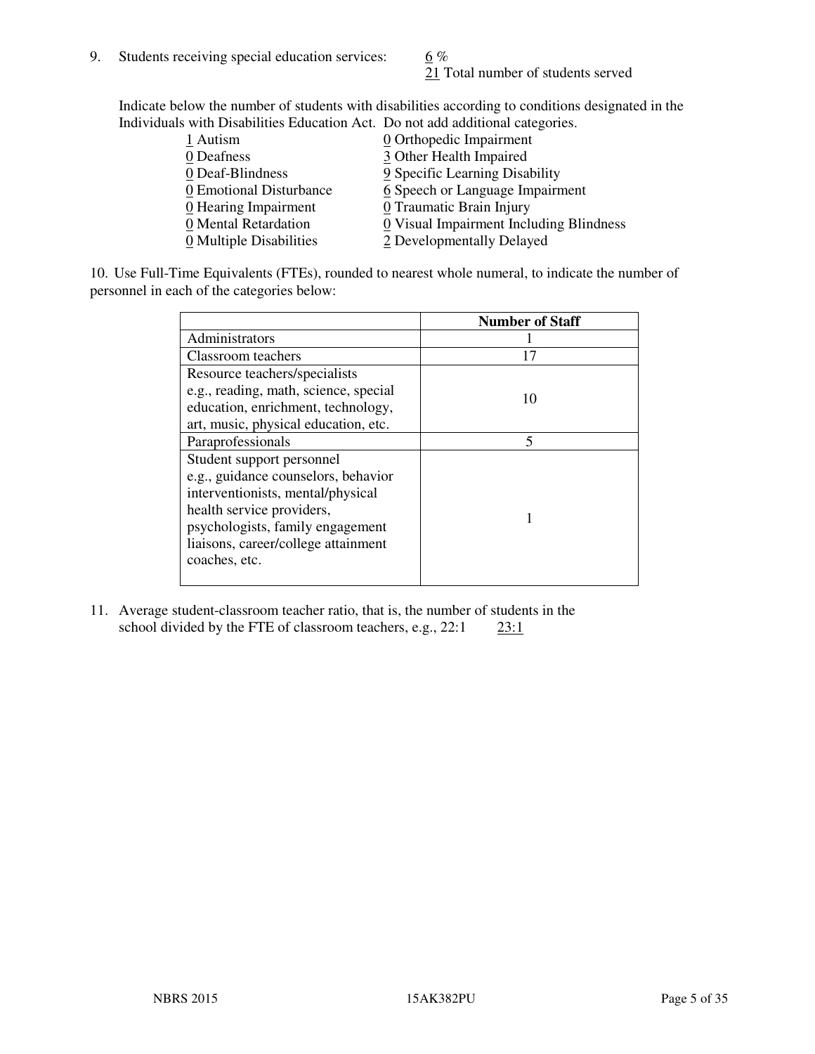9. Students receiving special education services: 6 %
   21 Total number of students served

Indicate below the number of students with disabilities according to conditions designated in the Individuals with Disabilities Education Act. Do not add additional categories.

| | |
|---|---|
| 1 Autism | 0 Orthopedic Impairment |
| 0 Deafness | 3 Other Health Impaired |
| 0 Deaf-Blindness | 9 Specific Learning Disability |
| 0 Emotional Disturbance | 6 Speech or Language Impairment |
| 0 Hearing Impairment | 0 Traumatic Brain Injury |
| 0 Mental Retardation | 0 Visual Impairment Including Blindness |
| 0 Multiple Disabilities | 2 Developmentally Delayed |

10. Use Full-Time Equivalents (FTEs), rounded to nearest whole numeral, to indicate the number of personnel in each of the categories below:

| | Number of Staff |
|---|---|
| Administrators | 1 |
| Classroom teachers | 17 |
| Resource teachers/specialists e.g., reading, math, science, special education, enrichment, technology, art, music, physical education, etc. | 10 |
| Paraprofessionals | 5 |
| Student support personnel e.g., guidance counselors, behavior interventionists, mental/physical health service providers, psychologists, family engagement liaisons, career/college attainment coaches, etc. | 1 |

11. Average student-classroom teacher ratio, that is, the number of students in the school divided by the FTE of classroom teachers, e.g., 22:1 23:1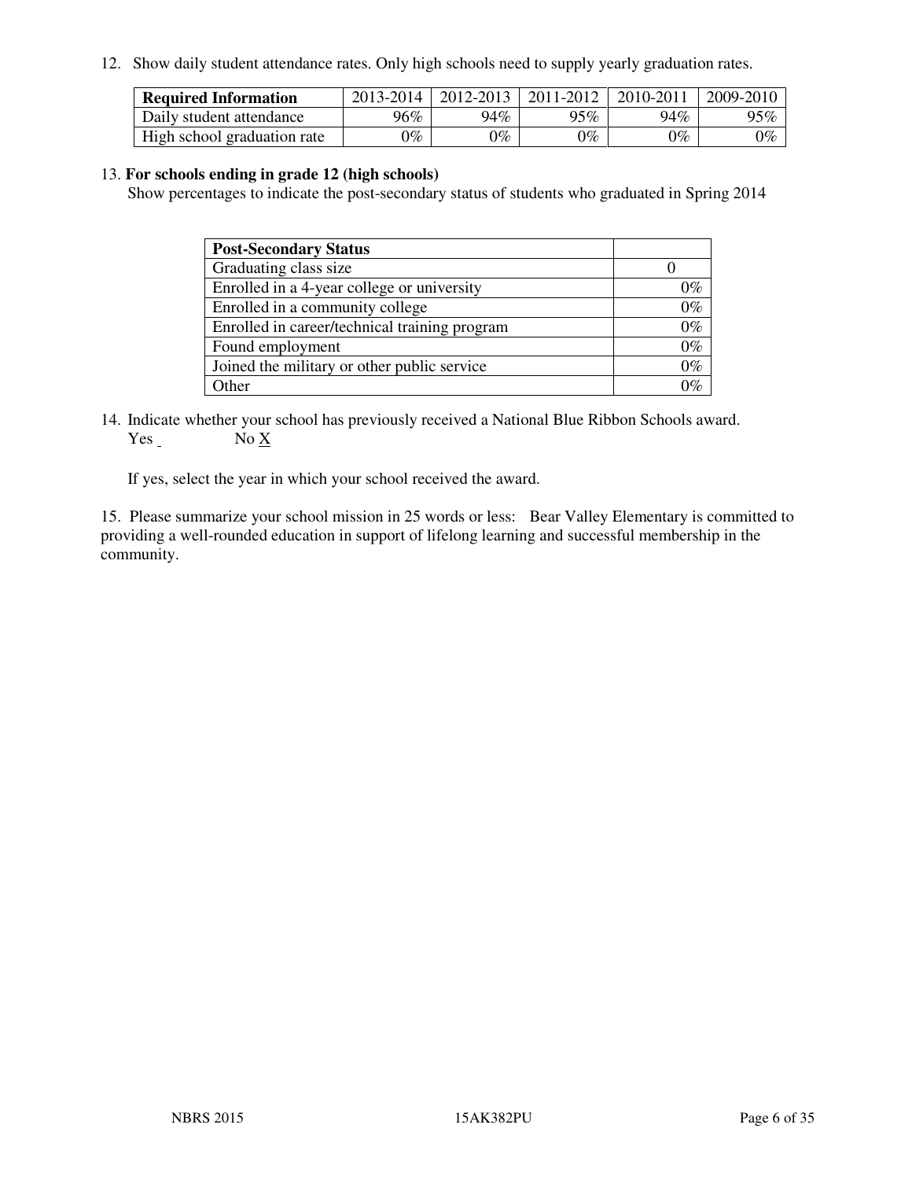12. Show daily student attendance rates. Only high schools need to supply yearly graduation rates.

| Required Information | 2013-2014 | 2012-2013 | 2011-2012 | 2010-2011 | 2009-2010 |
|---|---|---|---|---|---|
| Daily student attendance | 96% | 94% | 95% | 94% | 95% |
| High school graduation rate | 0% | 0% | 0% | 0% | 0% |

13. **For schools ending in grade 12 (high schools)**
Show percentages to indicate the post-secondary status of students who graduated in Spring 2014

| Post-Secondary Status | |
|---|---|
| Graduating class size | 0 |
| Enrolled in a 4-year college or university | 0% |
| Enrolled in a community college | 0% |
| Enrolled in career/technical training program | 0% |
| Found employment | 0% |
| Joined the military or other public service | 0% |
| Other | 0% |

14. Indicate whether your school has previously received a National Blue Ribbon Schools award.
Yes _ No X

If yes, select the year in which your school received the award.

15. Please summarize your school mission in 25 words or less: Bear Valley Elementary is committed to providing a well-rounded education in support of lifelong learning and successful membership in the community.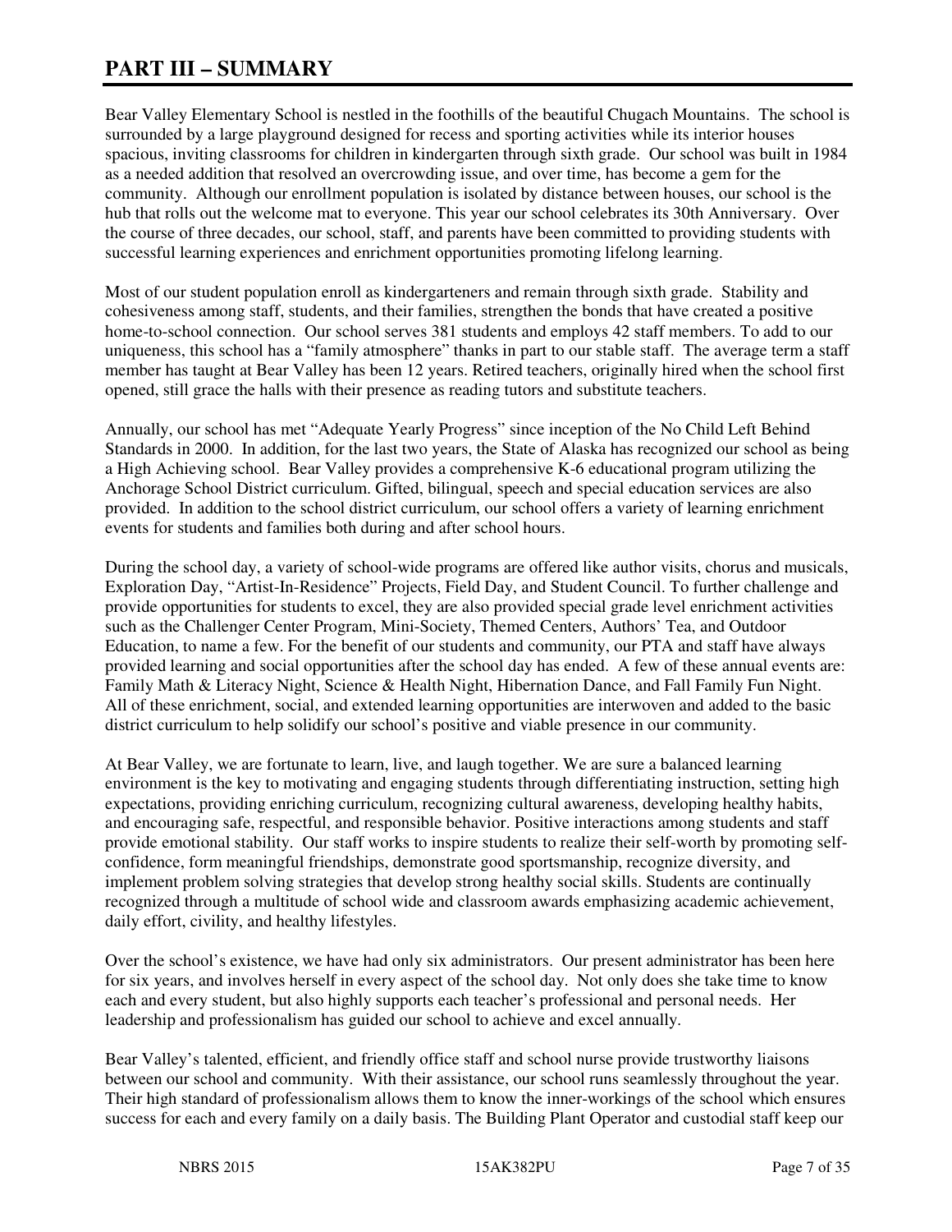# PART III – SUMMARY

Bear Valley Elementary School is nestled in the foothills of the beautiful Chugach Mountains. The school is surrounded by a large playground designed for recess and sporting activities while its interior houses spacious, inviting classrooms for children in kindergarten through sixth grade. Our school was built in 1984 as a needed addition that resolved an overcrowding issue, and over time, has become a gem for the community. Although our enrollment population is isolated by distance between houses, our school is the hub that rolls out the welcome mat to everyone. This year our school celebrates its 30th Anniversary. Over the course of three decades, our school, staff, and parents have been committed to providing students with successful learning experiences and enrichment opportunities promoting lifelong learning.

Most of our student population enroll as kindergarteners and remain through sixth grade. Stability and cohesiveness among staff, students, and their families, strengthen the bonds that have created a positive home-to-school connection. Our school serves 381 students and employs 42 staff members. To add to our uniqueness, this school has a "family atmosphere" thanks in part to our stable staff. The average term a staff member has taught at Bear Valley has been 12 years. Retired teachers, originally hired when the school first opened, still grace the halls with their presence as reading tutors and substitute teachers.

Annually, our school has met "Adequate Yearly Progress" since inception of the No Child Left Behind Standards in 2000. In addition, for the last two years, the State of Alaska has recognized our school as being a High Achieving school. Bear Valley provides a comprehensive K-6 educational program utilizing the Anchorage School District curriculum. Gifted, bilingual, speech and special education services are also provided. In addition to the school district curriculum, our school offers a variety of learning enrichment events for students and families both during and after school hours.

During the school day, a variety of school-wide programs are offered like author visits, chorus and musicals, Exploration Day, "Artist-In-Residence" Projects, Field Day, and Student Council. To further challenge and provide opportunities for students to excel, they are also provided special grade level enrichment activities such as the Challenger Center Program, Mini-Society, Themed Centers, Authors' Tea, and Outdoor Education, to name a few. For the benefit of our students and community, our PTA and staff have always provided learning and social opportunities after the school day has ended. A few of these annual events are: Family Math & Literacy Night, Science & Health Night, Hibernation Dance, and Fall Family Fun Night. All of these enrichment, social, and extended learning opportunities are interwoven and added to the basic district curriculum to help solidify our school's positive and viable presence in our community.

At Bear Valley, we are fortunate to learn, live, and laugh together. We are sure a balanced learning environment is the key to motivating and engaging students through differentiating instruction, setting high expectations, providing enriching curriculum, recognizing cultural awareness, developing healthy habits, and encouraging safe, respectful, and responsible behavior. Positive interactions among students and staff provide emotional stability. Our staff works to inspire students to realize their self-worth by promoting self-confidence, form meaningful friendships, demonstrate good sportsmanship, recognize diversity, and implement problem solving strategies that develop strong healthy social skills. Students are continually recognized through a multitude of school wide and classroom awards emphasizing academic achievement, daily effort, civility, and healthy lifestyles.

Over the school's existence, we have had only six administrators. Our present administrator has been here for six years, and involves herself in every aspect of the school day. Not only does she take time to know each and every student, but also highly supports each teacher's professional and personal needs. Her leadership and professionalism has guided our school to achieve and excel annually.

Bear Valley's talented, efficient, and friendly office staff and school nurse provide trustworthy liaisons between our school and community. With their assistance, our school runs seamlessly throughout the year. Their high standard of professionalism allows them to know the inner-workings of the school which ensures success for each and every family on a daily basis. The Building Plant Operator and custodial staff keep our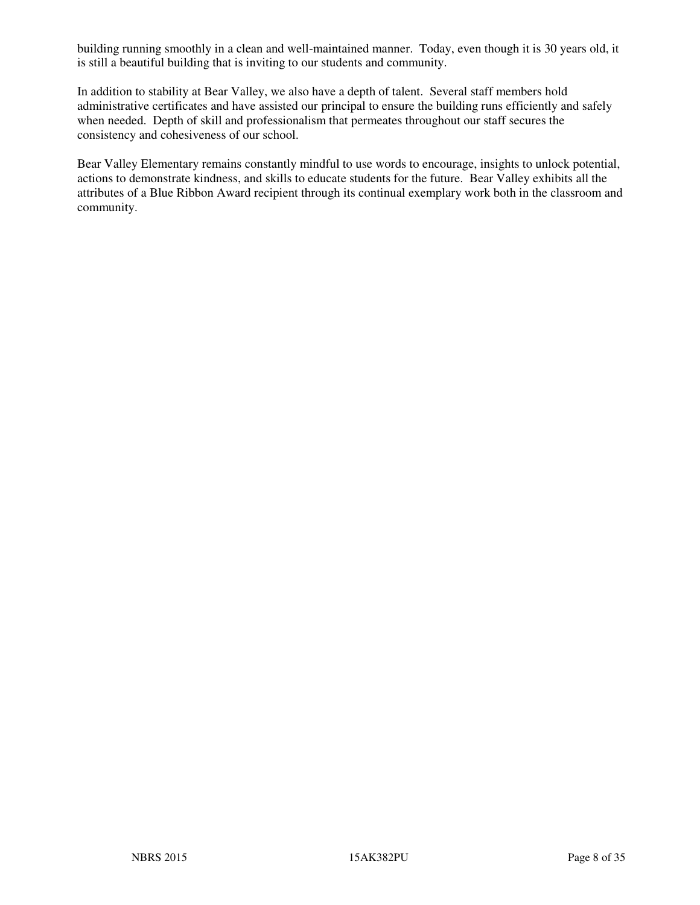building running smoothly in a clean and well-maintained manner. Today, even though it is 30 years old, it is still a beautiful building that is inviting to our students and community.

In addition to stability at Bear Valley, we also have a depth of talent. Several staff members hold administrative certificates and have assisted our principal to ensure the building runs efficiently and safely when needed. Depth of skill and professionalism that permeates throughout our staff secures the consistency and cohesiveness of our school.

Bear Valley Elementary remains constantly mindful to use words to encourage, insights to unlock potential, actions to demonstrate kindness, and skills to educate students for the future. Bear Valley exhibits all the attributes of a Blue Ribbon Award recipient through its continual exemplary work both in the classroom and community.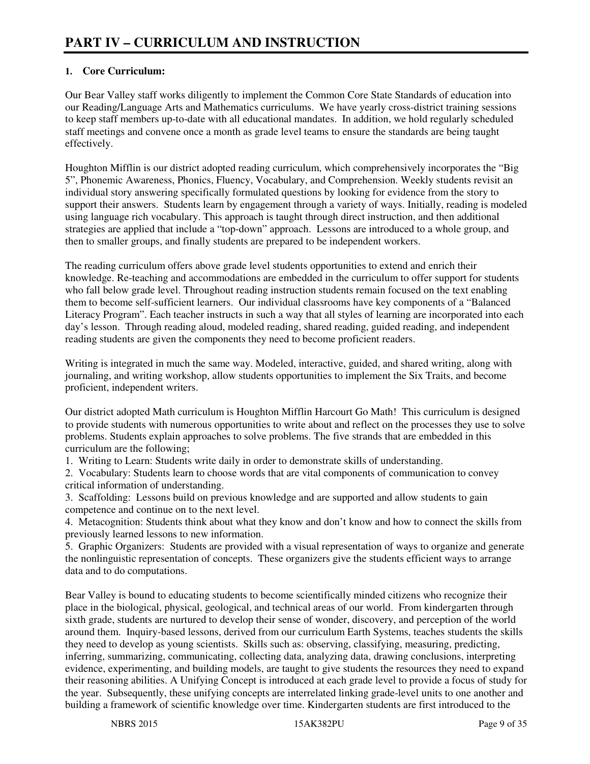# PART IV – CURRICULUM AND INSTRUCTION

**1. Core Curriculum:**

Our Bear Valley staff works diligently to implement the Common Core State Standards of education into our Reading/Language Arts and Mathematics curriculums. We have yearly cross-district training sessions to keep staff members up-to-date with all educational mandates. In addition, we hold regularly scheduled staff meetings and convene once a month as grade level teams to ensure the standards are being taught effectively.

Houghton Mifflin is our district adopted reading curriculum, which comprehensively incorporates the "Big 5", Phonemic Awareness, Phonics, Fluency, Vocabulary, and Comprehension. Weekly students revisit an individual story answering specifically formulated questions by looking for evidence from the story to support their answers. Students learn by engagement through a variety of ways. Initially, reading is modeled using language rich vocabulary. This approach is taught through direct instruction, and then additional strategies are applied that include a "top-down" approach. Lessons are introduced to a whole group, and then to smaller groups, and finally students are prepared to be independent workers.

The reading curriculum offers above grade level students opportunities to extend and enrich their knowledge. Re-teaching and accommodations are embedded in the curriculum to offer support for students who fall below grade level. Throughout reading instruction students remain focused on the text enabling them to become self-sufficient learners. Our individual classrooms have key components of a "Balanced Literacy Program". Each teacher instructs in such a way that all styles of learning are incorporated into each day's lesson. Through reading aloud, modeled reading, shared reading, guided reading, and independent reading students are given the components they need to become proficient readers.

Writing is integrated in much the same way. Modeled, interactive, guided, and shared writing, along with journaling, and writing workshop, allow students opportunities to implement the Six Traits, and become proficient, independent writers.

Our district adopted Math curriculum is Houghton Mifflin Harcourt Go Math! This curriculum is designed to provide students with numerous opportunities to write about and reflect on the processes they use to solve problems. Students explain approaches to solve problems. The five strands that are embedded in this curriculum are the following;

1. Writing to Learn: Students write daily in order to demonstrate skills of understanding.
2. Vocabulary: Students learn to choose words that are vital components of communication to convey critical information of understanding.
3. Scaffolding: Lessons build on previous knowledge and are supported and allow students to gain competence and continue on to the next level.
4. Metacognition: Students think about what they know and don't know and how to connect the skills from previously learned lessons to new information.
5. Graphic Organizers: Students are provided with a visual representation of ways to organize and generate the nonlinguistic representation of concepts. These organizers give the students efficient ways to arrange data and to do computations.

Bear Valley is bound to educating students to become scientifically minded citizens who recognize their place in the biological, physical, geological, and technical areas of our world. From kindergarten through sixth grade, students are nurtured to develop their sense of wonder, discovery, and perception of the world around them. Inquiry-based lessons, derived from our curriculum Earth Systems, teaches students the skills they need to develop as young scientists. Skills such as: observing, classifying, measuring, predicting, inferring, summarizing, communicating, collecting data, analyzing data, drawing conclusions, interpreting evidence, experimenting, and building models, are taught to give students the resources they need to expand their reasoning abilities. A Unifying Concept is introduced at each grade level to provide a focus of study for the year. Subsequently, these unifying concepts are interrelated linking grade-level units to one another and building a framework of scientific knowledge over time. Kindergarten students are first introduced to the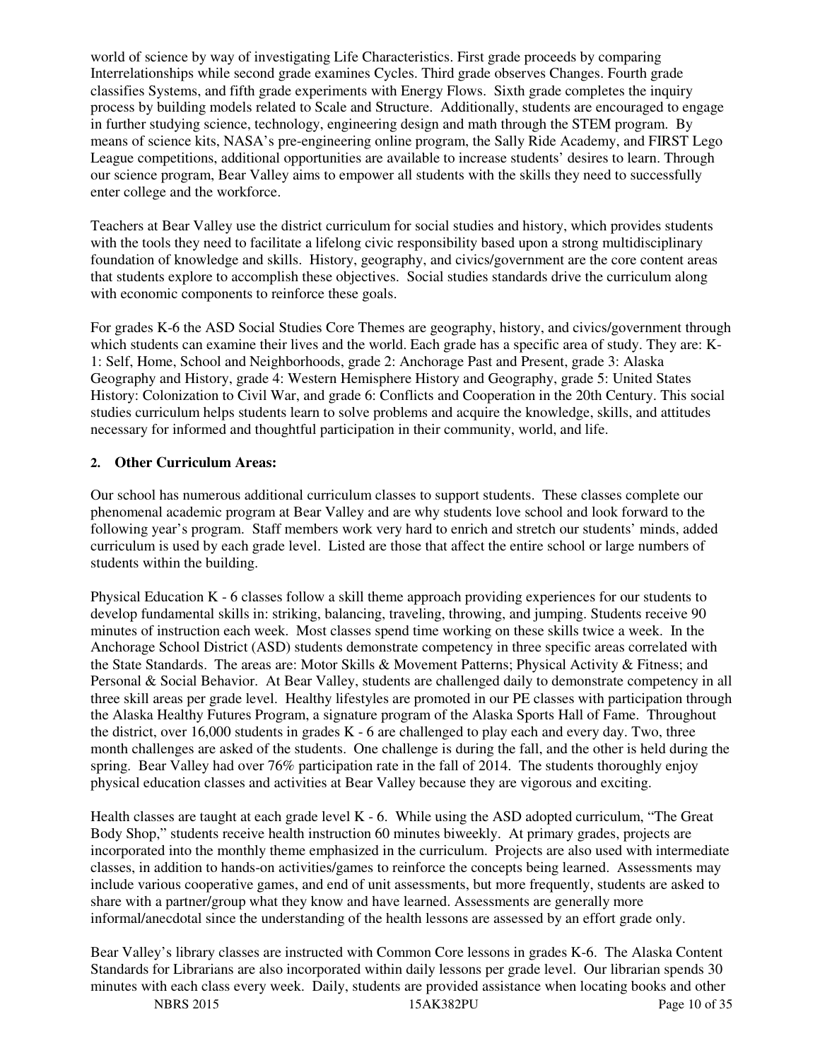world of science by way of investigating Life Characteristics. First grade proceeds by comparing Interrelationships while second grade examines Cycles. Third grade observes Changes. Fourth grade classifies Systems, and fifth grade experiments with Energy Flows. Sixth grade completes the inquiry process by building models related to Scale and Structure. Additionally, students are encouraged to engage in further studying science, technology, engineering design and math through the STEM program. By means of science kits, NASA's pre-engineering online program, the Sally Ride Academy, and FIRST Lego League competitions, additional opportunities are available to increase students' desires to learn. Through our science program, Bear Valley aims to empower all students with the skills they need to successfully enter college and the workforce.

Teachers at Bear Valley use the district curriculum for social studies and history, which provides students with the tools they need to facilitate a lifelong civic responsibility based upon a strong multidisciplinary foundation of knowledge and skills. History, geography, and civics/government are the core content areas that students explore to accomplish these objectives. Social studies standards drive the curriculum along with economic components to reinforce these goals.

For grades K-6 the ASD Social Studies Core Themes are geography, history, and civics/government through which students can examine their lives and the world. Each grade has a specific area of study. They are: K-1: Self, Home, School and Neighborhoods, grade 2: Anchorage Past and Present, grade 3: Alaska Geography and History, grade 4: Western Hemisphere History and Geography, grade 5: United States History: Colonization to Civil War, and grade 6: Conflicts and Cooperation in the 20th Century. This social studies curriculum helps students learn to solve problems and acquire the knowledge, skills, and attitudes necessary for informed and thoughtful participation in their community, world, and life.

**2. Other Curriculum Areas:**

Our school has numerous additional curriculum classes to support students. These classes complete our phenomenal academic program at Bear Valley and are why students love school and look forward to the following year's program. Staff members work very hard to enrich and stretch our students' minds, added curriculum is used by each grade level. Listed are those that affect the entire school or large numbers of students within the building.

Physical Education K - 6 classes follow a skill theme approach providing experiences for our students to develop fundamental skills in: striking, balancing, traveling, throwing, and jumping. Students receive 90 minutes of instruction each week. Most classes spend time working on these skills twice a week. In the Anchorage School District (ASD) students demonstrate competency in three specific areas correlated with the State Standards. The areas are: Motor Skills & Movement Patterns; Physical Activity & Fitness; and Personal & Social Behavior. At Bear Valley, students are challenged daily to demonstrate competency in all three skill areas per grade level. Healthy lifestyles are promoted in our PE classes with participation through the Alaska Healthy Futures Program, a signature program of the Alaska Sports Hall of Fame. Throughout the district, over 16,000 students in grades K - 6 are challenged to play each and every day. Two, three month challenges are asked of the students. One challenge is during the fall, and the other is held during the spring. Bear Valley had over 76% participation rate in the fall of 2014. The students thoroughly enjoy physical education classes and activities at Bear Valley because they are vigorous and exciting.

Health classes are taught at each grade level K - 6. While using the ASD adopted curriculum, "The Great Body Shop," students receive health instruction 60 minutes biweekly. At primary grades, projects are incorporated into the monthly theme emphasized in the curriculum. Projects are also used with intermediate classes, in addition to hands-on activities/games to reinforce the concepts being learned. Assessments may include various cooperative games, and end of unit assessments, but more frequently, students are asked to share with a partner/group what they know and have learned. Assessments are generally more informal/anecdotal since the understanding of the health lessons are assessed by an effort grade only.

Bear Valley's library classes are instructed with Common Core lessons in grades K-6. The Alaska Content Standards for Librarians are also incorporated within daily lessons per grade level. Our librarian spends 30 minutes with each class every week. Daily, students are provided assistance when locating books and other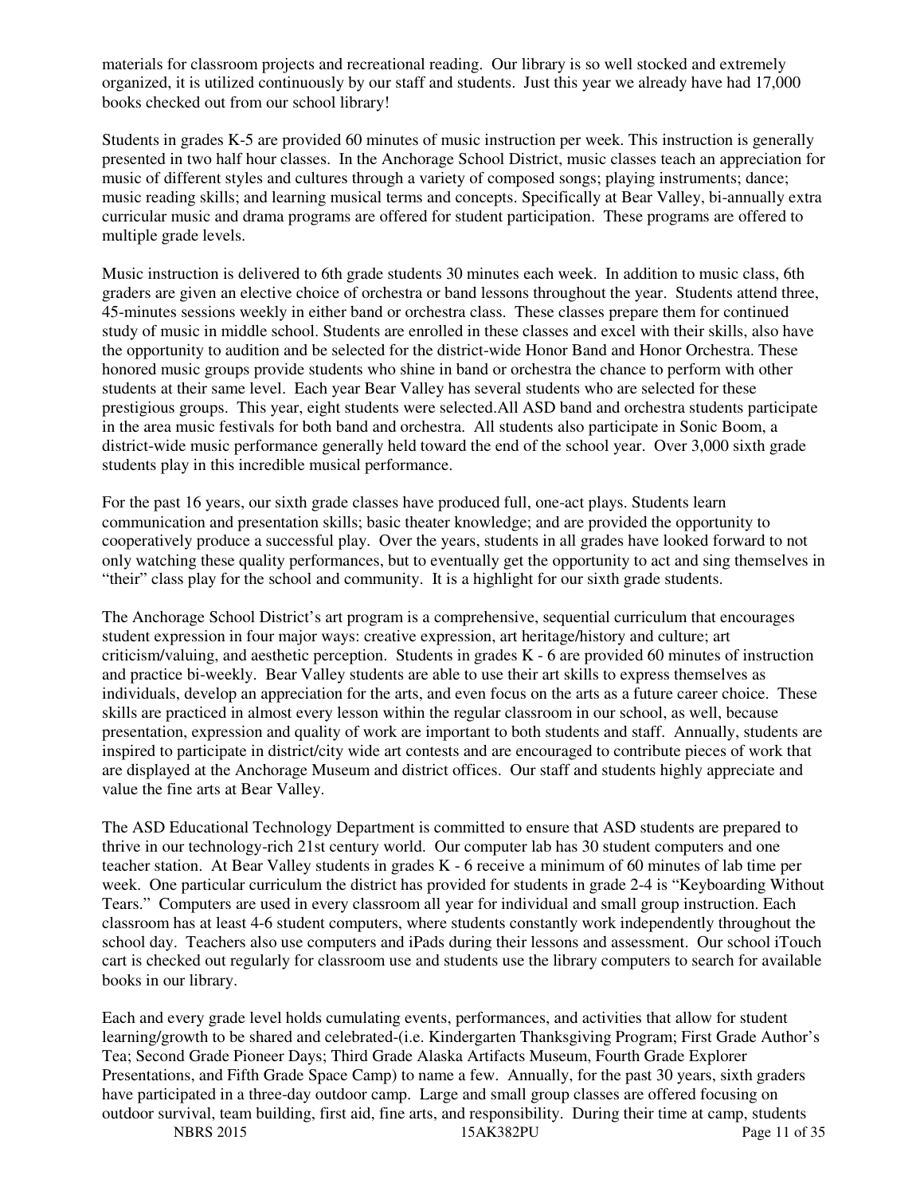materials for classroom projects and recreational reading. Our library is so well stocked and extremely organized, it is utilized continuously by our staff and students. Just this year we already have had 17,000 books checked out from our school library!

Students in grades K-5 are provided 60 minutes of music instruction per week. This instruction is generally presented in two half hour classes. In the Anchorage School District, music classes teach an appreciation for music of different styles and cultures through a variety of composed songs; playing instruments; dance; music reading skills; and learning musical terms and concepts. Specifically at Bear Valley, bi-annually extra curricular music and drama programs are offered for student participation. These programs are offered to multiple grade levels.

Music instruction is delivered to 6th grade students 30 minutes each week. In addition to music class, 6th graders are given an elective choice of orchestra or band lessons throughout the year. Students attend three, 45-minutes sessions weekly in either band or orchestra class. These classes prepare them for continued study of music in middle school. Students are enrolled in these classes and excel with their skills, also have the opportunity to audition and be selected for the district-wide Honor Band and Honor Orchestra. These honored music groups provide students who shine in band or orchestra the chance to perform with other students at their same level. Each year Bear Valley has several students who are selected for these prestigious groups. This year, eight students were selected.All ASD band and orchestra students participate in the area music festivals for both band and orchestra. All students also participate in Sonic Boom, a district-wide music performance generally held toward the end of the school year. Over 3,000 sixth grade students play in this incredible musical performance.

For the past 16 years, our sixth grade classes have produced full, one-act plays. Students learn communication and presentation skills; basic theater knowledge; and are provided the opportunity to cooperatively produce a successful play. Over the years, students in all grades have looked forward to not only watching these quality performances, but to eventually get the opportunity to act and sing themselves in "their" class play for the school and community. It is a highlight for our sixth grade students.

The Anchorage School District's art program is a comprehensive, sequential curriculum that encourages student expression in four major ways: creative expression, art heritage/history and culture; art criticism/valuing, and aesthetic perception. Students in grades K - 6 are provided 60 minutes of instruction and practice bi-weekly. Bear Valley students are able to use their art skills to express themselves as individuals, develop an appreciation for the arts, and even focus on the arts as a future career choice. These skills are practiced in almost every lesson within the regular classroom in our school, as well, because presentation, expression and quality of work are important to both students and staff. Annually, students are inspired to participate in district/city wide art contests and are encouraged to contribute pieces of work that are displayed at the Anchorage Museum and district offices. Our staff and students highly appreciate and value the fine arts at Bear Valley.

The ASD Educational Technology Department is committed to ensure that ASD students are prepared to thrive in our technology-rich 21st century world. Our computer lab has 30 student computers and one teacher station. At Bear Valley students in grades K - 6 receive a minimum of 60 minutes of lab time per week. One particular curriculum the district has provided for students in grade 2-4 is "Keyboarding Without Tears." Computers are used in every classroom all year for individual and small group instruction. Each classroom has at least 4-6 student computers, where students constantly work independently throughout the school day. Teachers also use computers and iPads during their lessons and assessment. Our school iTouch cart is checked out regularly for classroom use and students use the library computers to search for available books in our library.

Each and every grade level holds cumulating events, performances, and activities that allow for student learning/growth to be shared and celebrated-(i.e. Kindergarten Thanksgiving Program; First Grade Author's Tea; Second Grade Pioneer Days; Third Grade Alaska Artifacts Museum, Fourth Grade Explorer Presentations, and Fifth Grade Space Camp) to name a few. Annually, for the past 30 years, sixth graders have participated in a three-day outdoor camp. Large and small group classes are offered focusing on outdoor survival, team building, first aid, fine arts, and responsibility. During their time at camp, students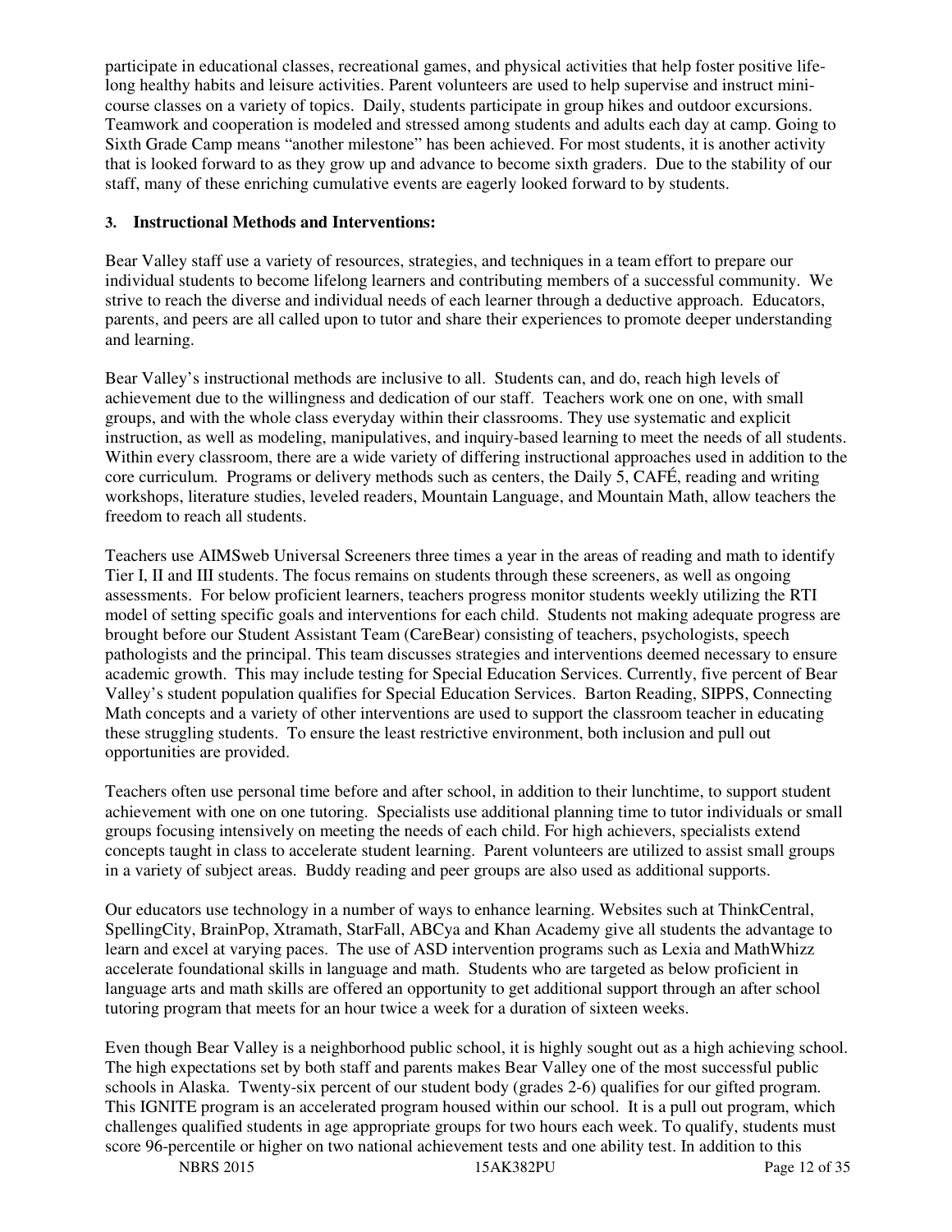participate in educational classes, recreational games, and physical activities that help foster positive life-long healthy habits and leisure activities. Parent volunteers are used to help supervise and instruct mini-course classes on a variety of topics. Daily, students participate in group hikes and outdoor excursions. Teamwork and cooperation is modeled and stressed among students and adults each day at camp. Going to Sixth Grade Camp means "another milestone" has been achieved. For most students, it is another activity that is looked forward to as they grow up and advance to become sixth graders. Due to the stability of our staff, many of these enriching cumulative events are eagerly looked forward to by students.

**3. Instructional Methods and Interventions:**

Bear Valley staff use a variety of resources, strategies, and techniques in a team effort to prepare our individual students to become lifelong learners and contributing members of a successful community. We strive to reach the diverse and individual needs of each learner through a deductive approach. Educators, parents, and peers are all called upon to tutor and share their experiences to promote deeper understanding and learning.

Bear Valley's instructional methods are inclusive to all. Students can, and do, reach high levels of achievement due to the willingness and dedication of our staff. Teachers work one on one, with small groups, and with the whole class everyday within their classrooms. They use systematic and explicit instruction, as well as modeling, manipulatives, and inquiry-based learning to meet the needs of all students. Within every classroom, there are a wide variety of differing instructional approaches used in addition to the core curriculum. Programs or delivery methods such as centers, the Daily 5, CAFÉ, reading and writing workshops, literature studies, leveled readers, Mountain Language, and Mountain Math, allow teachers the freedom to reach all students.

Teachers use AIMSweb Universal Screeners three times a year in the areas of reading and math to identify Tier I, II and III students. The focus remains on students through these screeners, as well as ongoing assessments. For below proficient learners, teachers progress monitor students weekly utilizing the RTI model of setting specific goals and interventions for each child. Students not making adequate progress are brought before our Student Assistant Team (CareBear) consisting of teachers, psychologists, speech pathologists and the principal. This team discusses strategies and interventions deemed necessary to ensure academic growth. This may include testing for Special Education Services. Currently, five percent of Bear Valley's student population qualifies for Special Education Services. Barton Reading, SIPPS, Connecting Math concepts and a variety of other interventions are used to support the classroom teacher in educating these struggling students. To ensure the least restrictive environment, both inclusion and pull out opportunities are provided.

Teachers often use personal time before and after school, in addition to their lunchtime, to support student achievement with one on one tutoring. Specialists use additional planning time to tutor individuals or small groups focusing intensively on meeting the needs of each child. For high achievers, specialists extend concepts taught in class to accelerate student learning. Parent volunteers are utilized to assist small groups in a variety of subject areas. Buddy reading and peer groups are also used as additional supports.

Our educators use technology in a number of ways to enhance learning. Websites such at ThinkCentral, SpellingCity, BrainPop, Xtramath, StarFall, ABCya and Khan Academy give all students the advantage to learn and excel at varying paces. The use of ASD intervention programs such as Lexia and MathWhizz accelerate foundational skills in language and math. Students who are targeted as below proficient in language arts and math skills are offered an opportunity to get additional support through an after school tutoring program that meets for an hour twice a week for a duration of sixteen weeks.

Even though Bear Valley is a neighborhood public school, it is highly sought out as a high achieving school. The high expectations set by both staff and parents makes Bear Valley one of the most successful public schools in Alaska. Twenty-six percent of our student body (grades 2-6) qualifies for our gifted program. This IGNITE program is an accelerated program housed within our school. It is a pull out program, which challenges qualified students in age appropriate groups for two hours each week. To qualify, students must score 96-percentile or higher on two national achievement tests and one ability test. In addition to this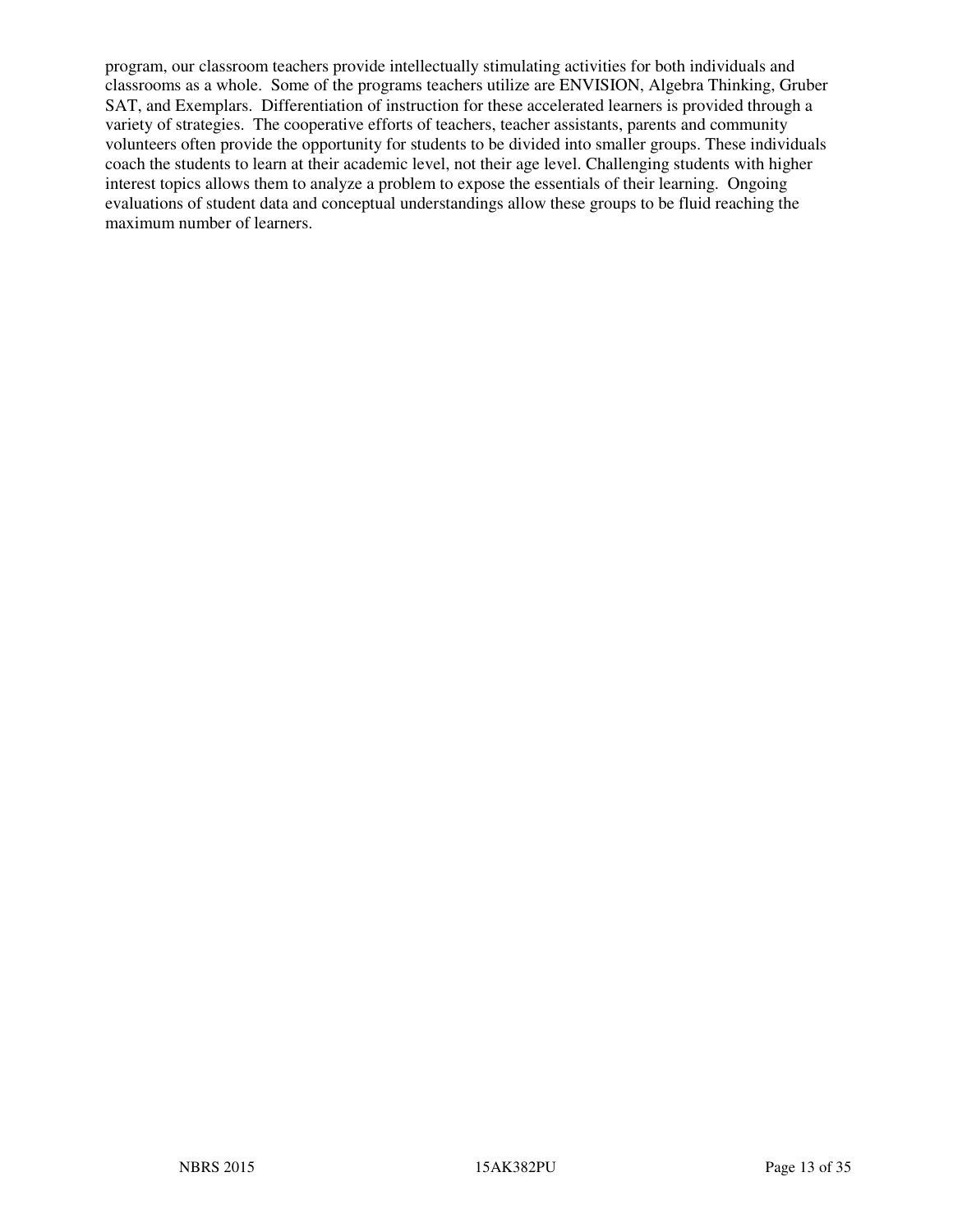program, our classroom teachers provide intellectually stimulating activities for both individuals and classrooms as a whole. Some of the programs teachers utilize are ENVISION, Algebra Thinking, Gruber SAT, and Exemplars. Differentiation of instruction for these accelerated learners is provided through a variety of strategies. The cooperative efforts of teachers, teacher assistants, parents and community volunteers often provide the opportunity for students to be divided into smaller groups. These individuals coach the students to learn at their academic level, not their age level. Challenging students with higher interest topics allows them to analyze a problem to expose the essentials of their learning. Ongoing evaluations of student data and conceptual understandings allow these groups to be fluid reaching the maximum number of learners.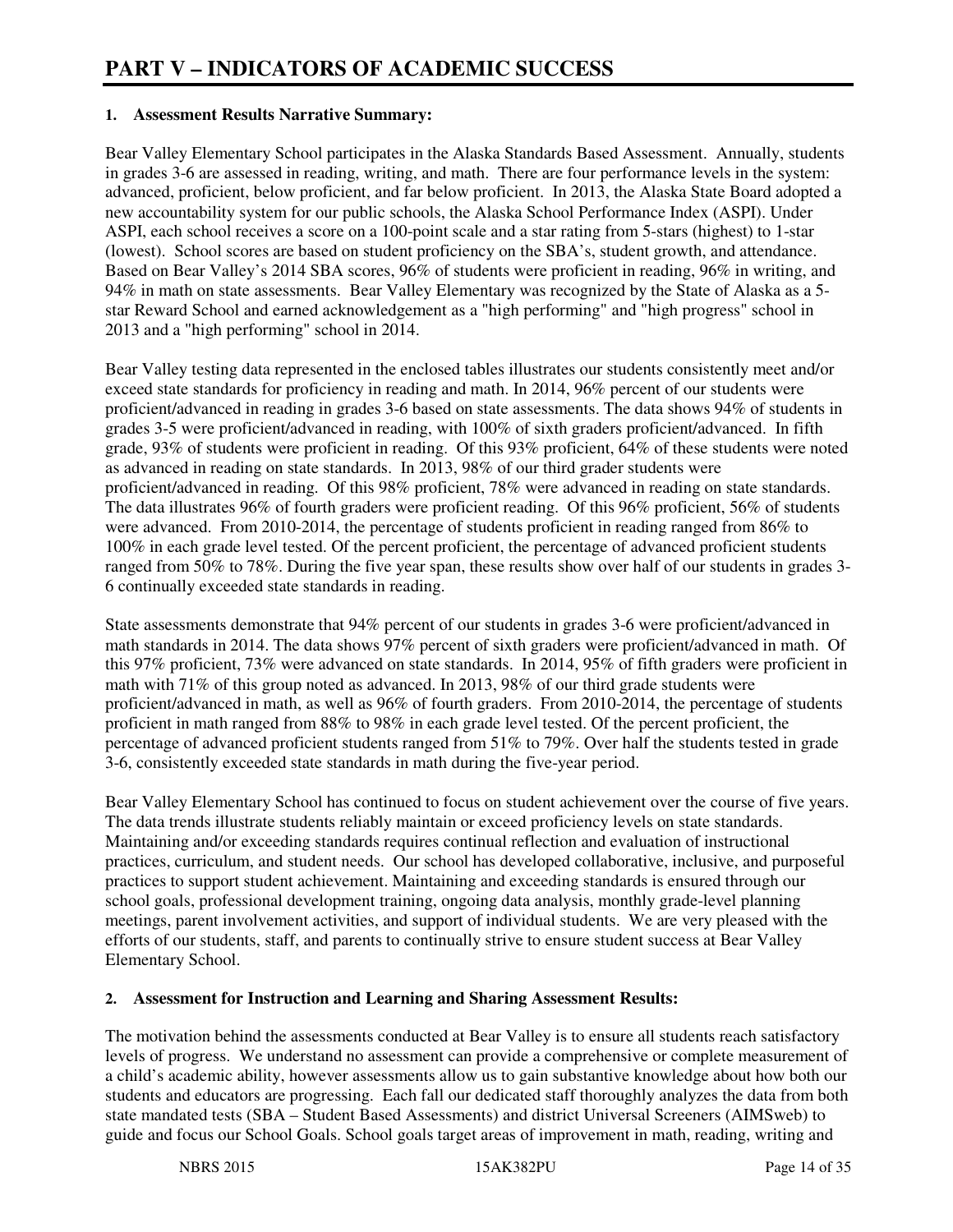# PART V – INDICATORS OF ACADEMIC SUCCESS

**1. Assessment Results Narrative Summary:**

Bear Valley Elementary School participates in the Alaska Standards Based Assessment. Annually, students in grades 3-6 are assessed in reading, writing, and math. There are four performance levels in the system: advanced, proficient, below proficient, and far below proficient. In 2013, the Alaska State Board adopted a new accountability system for our public schools, the Alaska School Performance Index (ASPI). Under ASPI, each school receives a score on a 100-point scale and a star rating from 5-stars (highest) to 1-star (lowest). School scores are based on student proficiency on the SBA's, student growth, and attendance. Based on Bear Valley's 2014 SBA scores, 96% of students were proficient in reading, 96% in writing, and 94% in math on state assessments. Bear Valley Elementary was recognized by the State of Alaska as a 5-star Reward School and earned acknowledgement as a "high performing" and "high progress" school in 2013 and a "high performing" school in 2014.

Bear Valley testing data represented in the enclosed tables illustrates our students consistently meet and/or exceed state standards for proficiency in reading and math. In 2014, 96% percent of our students were proficient/advanced in reading in grades 3-6 based on state assessments. The data shows 94% of students in grades 3-5 were proficient/advanced in reading, with 100% of sixth graders proficient/advanced. In fifth grade, 93% of students were proficient in reading. Of this 93% proficient, 64% of these students were noted as advanced in reading on state standards. In 2013, 98% of our third grader students were proficient/advanced in reading. Of this 98% proficient, 78% were advanced in reading on state standards. The data illustrates 96% of fourth graders were proficient reading. Of this 96% proficient, 56% of students were advanced. From 2010-2014, the percentage of students proficient in reading ranged from 86% to 100% in each grade level tested. Of the percent proficient, the percentage of advanced proficient students ranged from 50% to 78%. During the five year span, these results show over half of our students in grades 3-6 continually exceeded state standards in reading.

State assessments demonstrate that 94% percent of our students in grades 3-6 were proficient/advanced in math standards in 2014. The data shows 97% percent of sixth graders were proficient/advanced in math. Of this 97% proficient, 73% were advanced on state standards. In 2014, 95% of fifth graders were proficient in math with 71% of this group noted as advanced. In 2013, 98% of our third grade students were proficient/advanced in math, as well as 96% of fourth graders. From 2010-2014, the percentage of students proficient in math ranged from 88% to 98% in each grade level tested. Of the percent proficient, the percentage of advanced proficient students ranged from 51% to 79%. Over half the students tested in grade 3-6, consistently exceeded state standards in math during the five-year period.

Bear Valley Elementary School has continued to focus on student achievement over the course of five years. The data trends illustrate students reliably maintain or exceed proficiency levels on state standards. Maintaining and/or exceeding standards requires continual reflection and evaluation of instructional practices, curriculum, and student needs. Our school has developed collaborative, inclusive, and purposeful practices to support student achievement. Maintaining and exceeding standards is ensured through our school goals, professional development training, ongoing data analysis, monthly grade-level planning meetings, parent involvement activities, and support of individual students. We are very pleased with the efforts of our students, staff, and parents to continually strive to ensure student success at Bear Valley Elementary School.

**2. Assessment for Instruction and Learning and Sharing Assessment Results:**

The motivation behind the assessments conducted at Bear Valley is to ensure all students reach satisfactory levels of progress. We understand no assessment can provide a comprehensive or complete measurement of a child's academic ability, however assessments allow us to gain substantive knowledge about how both our students and educators are progressing. Each fall our dedicated staff thoroughly analyzes the data from both state mandated tests (SBA – Student Based Assessments) and district Universal Screeners (AIMSweb) to guide and focus our School Goals. School goals target areas of improvement in math, reading, writing and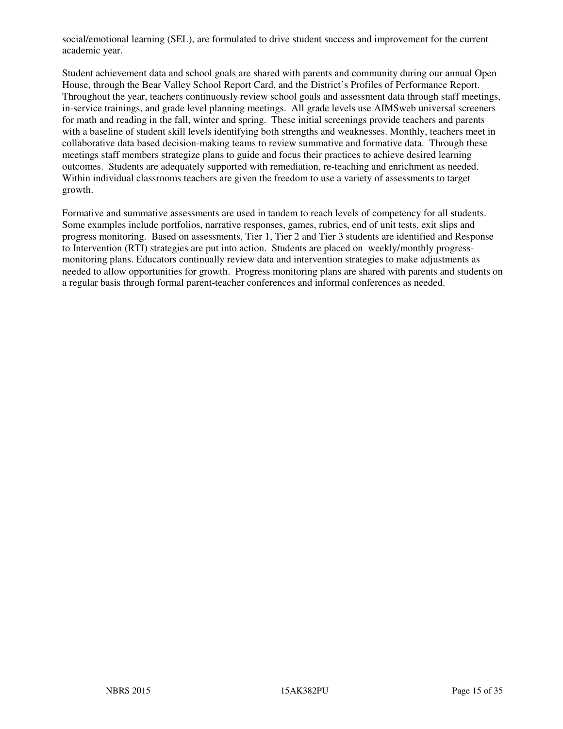social/emotional learning (SEL), are formulated to drive student success and improvement for the current academic year.

Student achievement data and school goals are shared with parents and community during our annual Open House, through the Bear Valley School Report Card, and the District's Profiles of Performance Report. Throughout the year, teachers continuously review school goals and assessment data through staff meetings, in-service trainings, and grade level planning meetings. All grade levels use AIMSweb universal screeners for math and reading in the fall, winter and spring. These initial screenings provide teachers and parents with a baseline of student skill levels identifying both strengths and weaknesses. Monthly, teachers meet in collaborative data based decision-making teams to review summative and formative data. Through these meetings staff members strategize plans to guide and focus their practices to achieve desired learning outcomes. Students are adequately supported with remediation, re-teaching and enrichment as needed. Within individual classrooms teachers are given the freedom to use a variety of assessments to target growth.

Formative and summative assessments are used in tandem to reach levels of competency for all students. Some examples include portfolios, narrative responses, games, rubrics, end of unit tests, exit slips and progress monitoring. Based on assessments, Tier 1, Tier 2 and Tier 3 students are identified and Response to Intervention (RTI) strategies are put into action. Students are placed on weekly/monthly progress-monitoring plans. Educators continually review data and intervention strategies to make adjustments as needed to allow opportunities for growth. Progress monitoring plans are shared with parents and students on a regular basis through formal parent-teacher conferences and informal conferences as needed.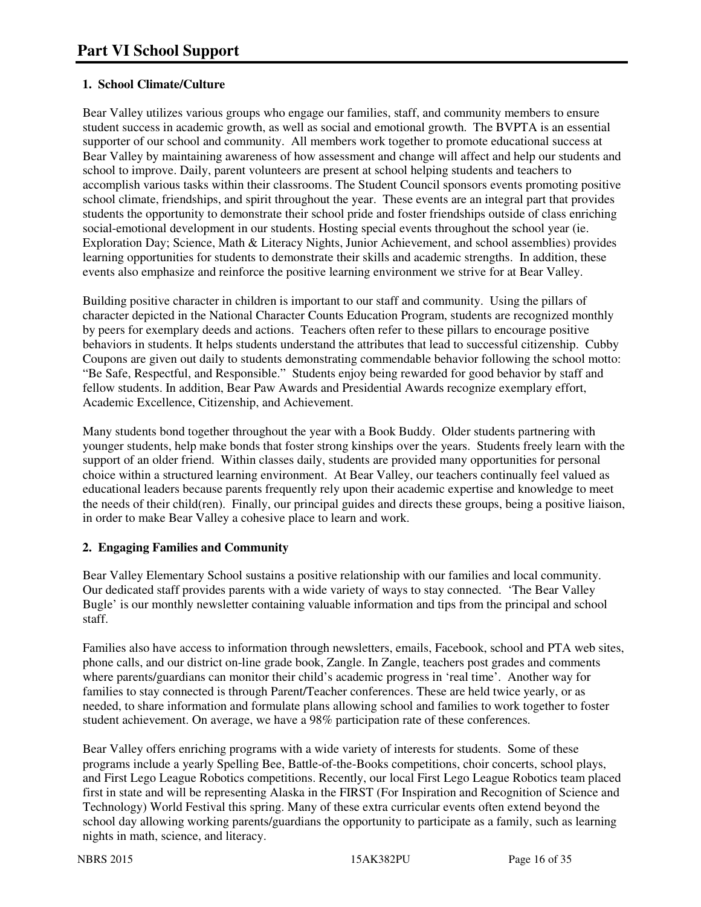# Part VI School Support

### 1. School Climate/Culture

Bear Valley utilizes various groups who engage our families, staff, and community members to ensure student success in academic growth, as well as social and emotional growth. The BVPTA is an essential supporter of our school and community. All members work together to promote educational success at Bear Valley by maintaining awareness of how assessment and change will affect and help our students and school to improve. Daily, parent volunteers are present at school helping students and teachers to accomplish various tasks within their classrooms. The Student Council sponsors events promoting positive school climate, friendships, and spirit throughout the year. These events are an integral part that provides students the opportunity to demonstrate their school pride and foster friendships outside of class enriching social-emotional development in our students. Hosting special events throughout the school year (ie. Exploration Day; Science, Math & Literacy Nights, Junior Achievement, and school assemblies) provides learning opportunities for students to demonstrate their skills and academic strengths. In addition, these events also emphasize and reinforce the positive learning environment we strive for at Bear Valley.

Building positive character in children is important to our staff and community. Using the pillars of character depicted in the National Character Counts Education Program, students are recognized monthly by peers for exemplary deeds and actions. Teachers often refer to these pillars to encourage positive behaviors in students. It helps students understand the attributes that lead to successful citizenship. Cubby Coupons are given out daily to students demonstrating commendable behavior following the school motto: "Be Safe, Respectful, and Responsible." Students enjoy being rewarded for good behavior by staff and fellow students. In addition, Bear Paw Awards and Presidential Awards recognize exemplary effort, Academic Excellence, Citizenship, and Achievement.

Many students bond together throughout the year with a Book Buddy. Older students partnering with younger students, help make bonds that foster strong kinships over the years. Students freely learn with the support of an older friend. Within classes daily, students are provided many opportunities for personal choice within a structured learning environment. At Bear Valley, our teachers continually feel valued as educational leaders because parents frequently rely upon their academic expertise and knowledge to meet the needs of their child(ren). Finally, our principal guides and directs these groups, being a positive liaison, in order to make Bear Valley a cohesive place to learn and work.

### 2. Engaging Families and Community

Bear Valley Elementary School sustains a positive relationship with our families and local community. Our dedicated staff provides parents with a wide variety of ways to stay connected. 'The Bear Valley Bugle' is our monthly newsletter containing valuable information and tips from the principal and school staff.

Families also have access to information through newsletters, emails, Facebook, school and PTA web sites, phone calls, and our district on-line grade book, Zangle. In Zangle, teachers post grades and comments where parents/guardians can monitor their child's academic progress in 'real time'. Another way for families to stay connected is through Parent/Teacher conferences. These are held twice yearly, or as needed, to share information and formulate plans allowing school and families to work together to foster student achievement. On average, we have a 98% participation rate of these conferences.

Bear Valley offers enriching programs with a wide variety of interests for students. Some of these programs include a yearly Spelling Bee, Battle-of-the-Books competitions, choir concerts, school plays, and First Lego League Robotics competitions. Recently, our local First Lego League Robotics team placed first in state and will be representing Alaska in the FIRST (For Inspiration and Recognition of Science and Technology) World Festival this spring. Many of these extra curricular events often extend beyond the school day allowing working parents/guardians the opportunity to participate as a family, such as learning nights in math, science, and literacy.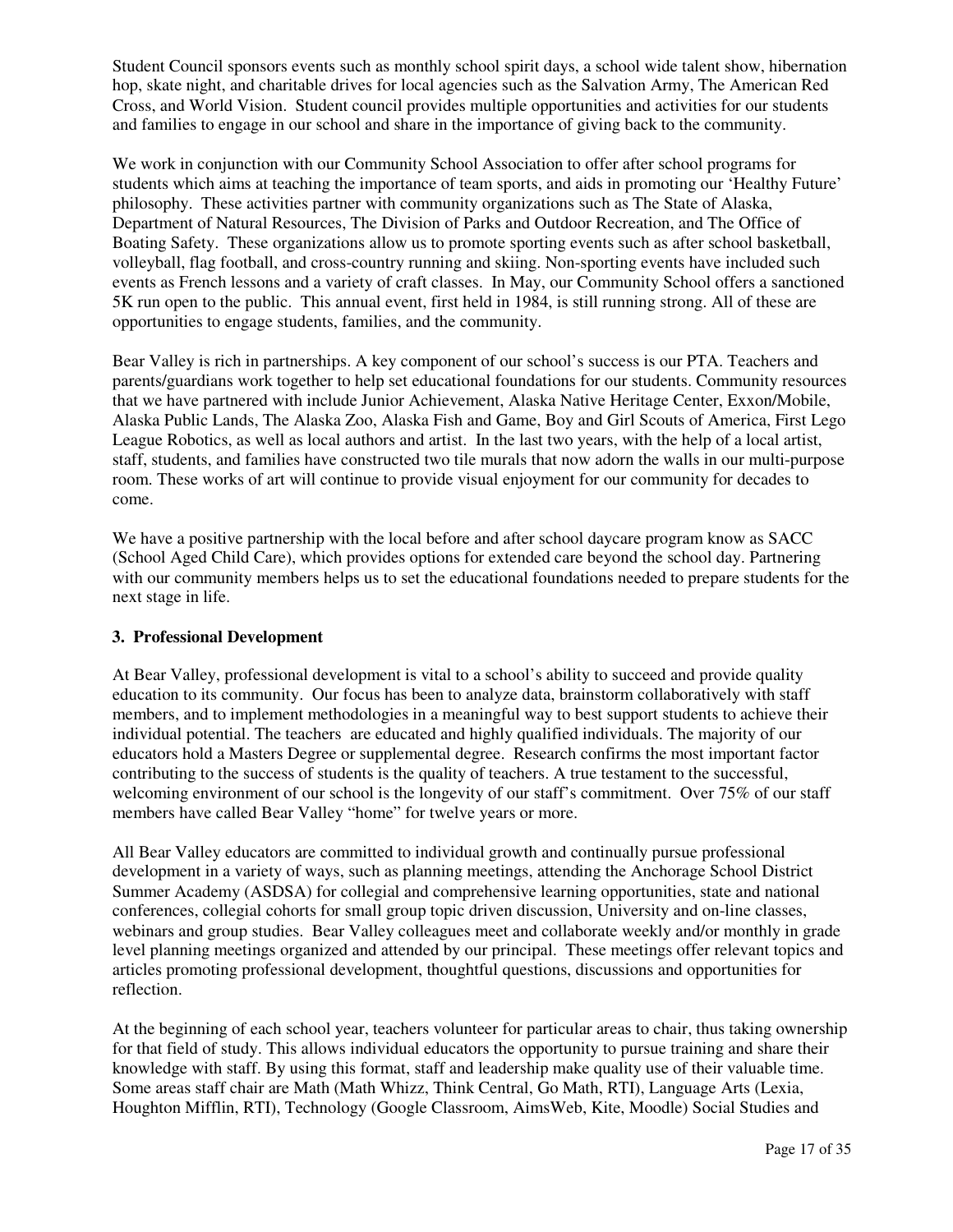Student Council sponsors events such as monthly school spirit days, a school wide talent show, hibernation hop, skate night, and charitable drives for local agencies such as the Salvation Army, The American Red Cross, and World Vision. Student council provides multiple opportunities and activities for our students and families to engage in our school and share in the importance of giving back to the community.

We work in conjunction with our Community School Association to offer after school programs for students which aims at teaching the importance of team sports, and aids in promoting our 'Healthy Future' philosophy. These activities partner with community organizations such as The State of Alaska, Department of Natural Resources, The Division of Parks and Outdoor Recreation, and The Office of Boating Safety. These organizations allow us to promote sporting events such as after school basketball, volleyball, flag football, and cross-country running and skiing. Non-sporting events have included such events as French lessons and a variety of craft classes. In May, our Community School offers a sanctioned 5K run open to the public. This annual event, first held in 1984, is still running strong. All of these are opportunities to engage students, families, and the community.

Bear Valley is rich in partnerships. A key component of our school's success is our PTA. Teachers and parents/guardians work together to help set educational foundations for our students. Community resources that we have partnered with include Junior Achievement, Alaska Native Heritage Center, Exxon/Mobile, Alaska Public Lands, The Alaska Zoo, Alaska Fish and Game, Boy and Girl Scouts of America, First Lego League Robotics, as well as local authors and artist. In the last two years, with the help of a local artist, staff, students, and families have constructed two tile murals that now adorn the walls in our multi-purpose room. These works of art will continue to provide visual enjoyment for our community for decades to come.

We have a positive partnership with the local before and after school daycare program know as SACC (School Aged Child Care), which provides options for extended care beyond the school day. Partnering with our community members helps us to set the educational foundations needed to prepare students for the next stage in life.

### 3. Professional Development

At Bear Valley, professional development is vital to a school's ability to succeed and provide quality education to its community. Our focus has been to analyze data, brainstorm collaboratively with staff members, and to implement methodologies in a meaningful way to best support students to achieve their individual potential. The teachers are educated and highly qualified individuals. The majority of our educators hold a Masters Degree or supplemental degree. Research confirms the most important factor contributing to the success of students is the quality of teachers. A true testament to the successful, welcoming environment of our school is the longevity of our staff's commitment. Over 75% of our staff members have called Bear Valley "home" for twelve years or more.

All Bear Valley educators are committed to individual growth and continually pursue professional development in a variety of ways, such as planning meetings, attending the Anchorage School District Summer Academy (ASDSA) for collegial and comprehensive learning opportunities, state and national conferences, collegial cohorts for small group topic driven discussion, University and on-line classes, webinars and group studies. Bear Valley colleagues meet and collaborate weekly and/or monthly in grade level planning meetings organized and attended by our principal. These meetings offer relevant topics and articles promoting professional development, thoughtful questions, discussions and opportunities for reflection.

At the beginning of each school year, teachers volunteer for particular areas to chair, thus taking ownership for that field of study. This allows individual educators the opportunity to pursue training and share their knowledge with staff. By using this format, staff and leadership make quality use of their valuable time. Some areas staff chair are Math (Math Whizz, Think Central, Go Math, RTI), Language Arts (Lexia, Houghton Mifflin, RTI), Technology (Google Classroom, AimsWeb, Kite, Moodle) Social Studies and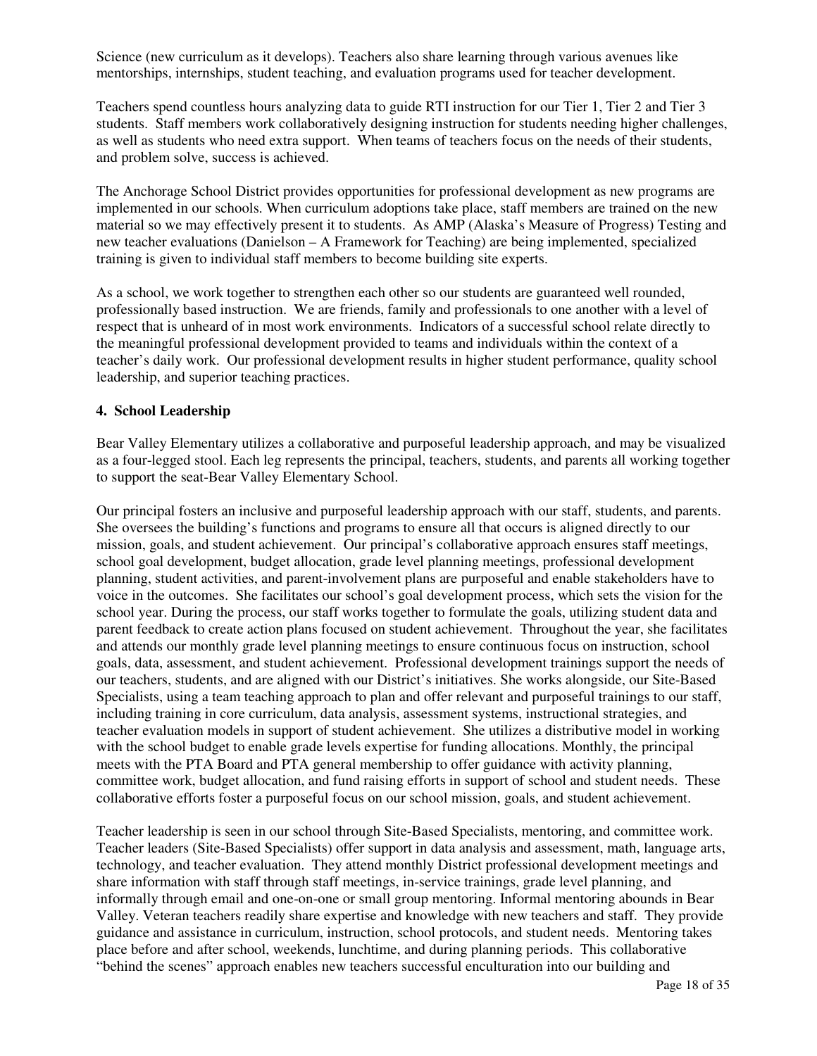Science (new curriculum as it develops). Teachers also share learning through various avenues like mentorships, internships, student teaching, and evaluation programs used for teacher development.

Teachers spend countless hours analyzing data to guide RTI instruction for our Tier 1, Tier 2 and Tier 3 students. Staff members work collaboratively designing instruction for students needing higher challenges, as well as students who need extra support. When teams of teachers focus on the needs of their students, and problem solve, success is achieved.

The Anchorage School District provides opportunities for professional development as new programs are implemented in our schools. When curriculum adoptions take place, staff members are trained on the new material so we may effectively present it to students. As AMP (Alaska's Measure of Progress) Testing and new teacher evaluations (Danielson – A Framework for Teaching) are being implemented, specialized training is given to individual staff members to become building site experts.

As a school, we work together to strengthen each other so our students are guaranteed well rounded, professionally based instruction. We are friends, family and professionals to one another with a level of respect that is unheard of in most work environments. Indicators of a successful school relate directly to the meaningful professional development provided to teams and individuals within the context of a teacher's daily work. Our professional development results in higher student performance, quality school leadership, and superior teaching practices.

**4. School Leadership**

Bear Valley Elementary utilizes a collaborative and purposeful leadership approach, and may be visualized as a four-legged stool. Each leg represents the principal, teachers, students, and parents all working together to support the seat-Bear Valley Elementary School.

Our principal fosters an inclusive and purposeful leadership approach with our staff, students, and parents. She oversees the building's functions and programs to ensure all that occurs is aligned directly to our mission, goals, and student achievement. Our principal's collaborative approach ensures staff meetings, school goal development, budget allocation, grade level planning meetings, professional development planning, student activities, and parent-involvement plans are purposeful and enable stakeholders have to voice in the outcomes. She facilitates our school's goal development process, which sets the vision for the school year. During the process, our staff works together to formulate the goals, utilizing student data and parent feedback to create action plans focused on student achievement. Throughout the year, she facilitates and attends our monthly grade level planning meetings to ensure continuous focus on instruction, school goals, data, assessment, and student achievement. Professional development trainings support the needs of our teachers, students, and are aligned with our District's initiatives. She works alongside, our Site-Based Specialists, using a team teaching approach to plan and offer relevant and purposeful trainings to our staff, including training in core curriculum, data analysis, assessment systems, instructional strategies, and teacher evaluation models in support of student achievement. She utilizes a distributive model in working with the school budget to enable grade levels expertise for funding allocations. Monthly, the principal meets with the PTA Board and PTA general membership to offer guidance with activity planning, committee work, budget allocation, and fund raising efforts in support of school and student needs. These collaborative efforts foster a purposeful focus on our school mission, goals, and student achievement.

Teacher leadership is seen in our school through Site-Based Specialists, mentoring, and committee work. Teacher leaders (Site-Based Specialists) offer support in data analysis and assessment, math, language arts, technology, and teacher evaluation. They attend monthly District professional development meetings and share information with staff through staff meetings, in-service trainings, grade level planning, and informally through email and one-on-one or small group mentoring. Informal mentoring abounds in Bear Valley. Veteran teachers readily share expertise and knowledge with new teachers and staff. They provide guidance and assistance in curriculum, instruction, school protocols, and student needs. Mentoring takes place before and after school, weekends, lunchtime, and during planning periods. This collaborative "behind the scenes" approach enables new teachers successful enculturation into our building and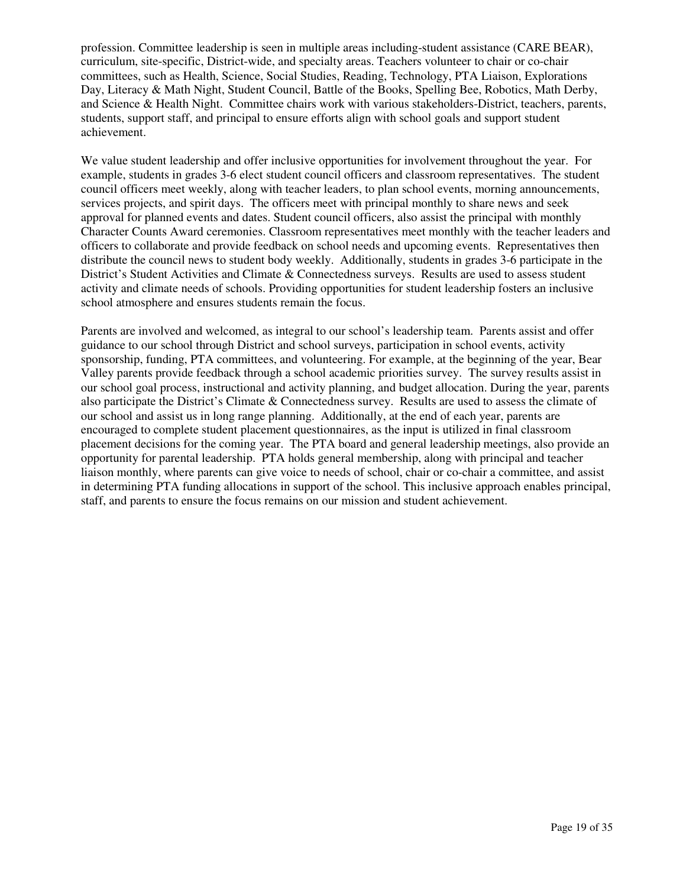profession. Committee leadership is seen in multiple areas including-student assistance (CARE BEAR), curriculum, site-specific, District-wide, and specialty areas. Teachers volunteer to chair or co-chair committees, such as Health, Science, Social Studies, Reading, Technology, PTA Liaison, Explorations Day, Literacy & Math Night, Student Council, Battle of the Books, Spelling Bee, Robotics, Math Derby, and Science & Health Night. Committee chairs work with various stakeholders-District, teachers, parents, students, support staff, and principal to ensure efforts align with school goals and support student achievement.

We value student leadership and offer inclusive opportunities for involvement throughout the year. For example, students in grades 3-6 elect student council officers and classroom representatives. The student council officers meet weekly, along with teacher leaders, to plan school events, morning announcements, services projects, and spirit days. The officers meet with principal monthly to share news and seek approval for planned events and dates. Student council officers, also assist the principal with monthly Character Counts Award ceremonies. Classroom representatives meet monthly with the teacher leaders and officers to collaborate and provide feedback on school needs and upcoming events. Representatives then distribute the council news to student body weekly. Additionally, students in grades 3-6 participate in the District's Student Activities and Climate & Connectedness surveys. Results are used to assess student activity and climate needs of schools. Providing opportunities for student leadership fosters an inclusive school atmosphere and ensures students remain the focus.

Parents are involved and welcomed, as integral to our school's leadership team. Parents assist and offer guidance to our school through District and school surveys, participation in school events, activity sponsorship, funding, PTA committees, and volunteering. For example, at the beginning of the year, Bear Valley parents provide feedback through a school academic priorities survey. The survey results assist in our school goal process, instructional and activity planning, and budget allocation. During the year, parents also participate the District's Climate & Connectedness survey. Results are used to assess the climate of our school and assist us in long range planning. Additionally, at the end of each year, parents are encouraged to complete student placement questionnaires, as the input is utilized in final classroom placement decisions for the coming year. The PTA board and general leadership meetings, also provide an opportunity for parental leadership. PTA holds general membership, along with principal and teacher liaison monthly, where parents can give voice to needs of school, chair or co-chair a committee, and assist in determining PTA funding allocations in support of the school. This inclusive approach enables principal, staff, and parents to ensure the focus remains on our mission and student achievement.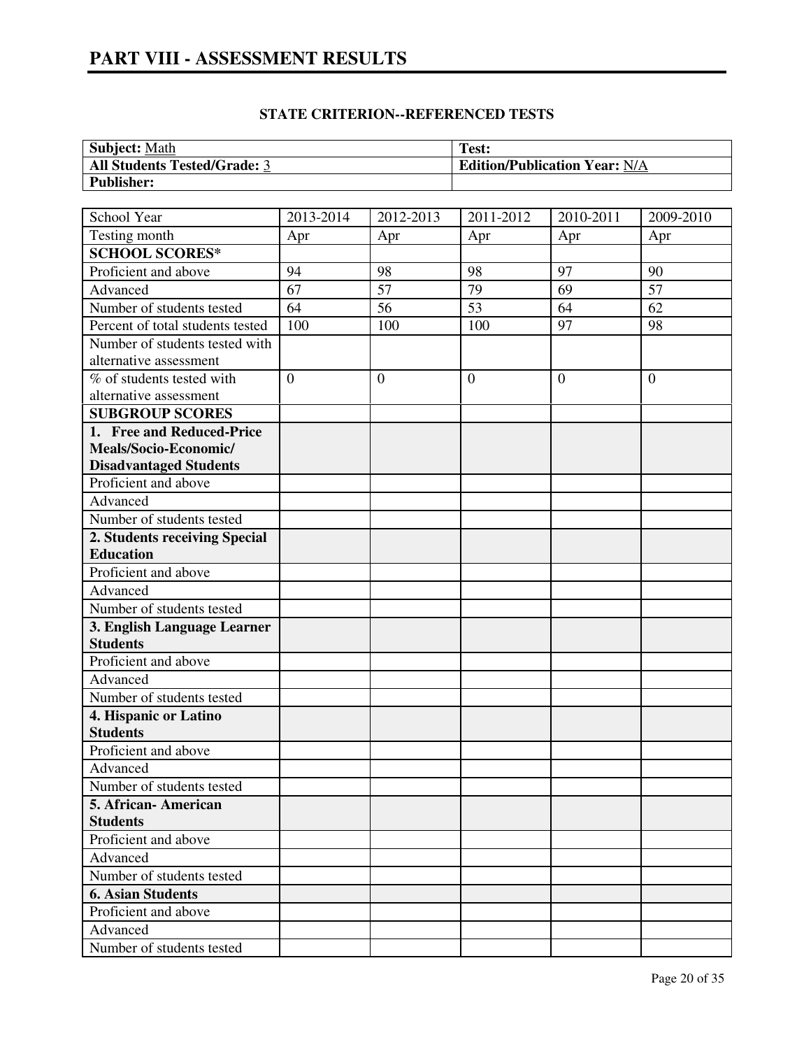## PART VIII - ASSESSMENT RESULTS

### STATE CRITERION--REFERENCED TESTS

| | |
|---|---|
| **Subject:** Math | **Test:** |
| **All Students Tested/Grade:** 3 | **Edition/Publication Year:** N/A |
| **Publisher:** | |

| School Year | 2013-2014 | 2012-2013 | 2011-2012 | 2010-2011 | 2009-2010 |
|---|---|---|---|---|---|
| Testing month | Apr | Apr | Apr | Apr | Apr |
| **SCHOOL SCORES*** | | | | | |
| Proficient and above | 94 | 98 | 98 | 97 | 90 |
| Advanced | 67 | 57 | 79 | 69 | 57 |
| Number of students tested | 64 | 56 | 53 | 64 | 62 |
| Percent of total students tested | 100 | 100 | 100 | 97 | 98 |
| Number of students tested with alternative assessment | | | | | |
| % of students tested with alternative assessment | 0 | 0 | 0 | 0 | 0 |
| **SUBGROUP SCORES** | | | | | |
| **1. Free and Reduced-Price Meals/Socio-Economic/ Disadvantaged Students** | | | | | |
| Proficient and above | | | | | |
| Advanced | | | | | |
| Number of students tested | | | | | |
| **2. Students receiving Special Education** | | | | | |
| Proficient and above | | | | | |
| Advanced | | | | | |
| Number of students tested | | | | | |
| **3. English Language Learner Students** | | | | | |
| Proficient and above | | | | | |
| Advanced | | | | | |
| Number of students tested | | | | | |
| **4. Hispanic or Latino Students** | | | | | |
| Proficient and above | | | | | |
| Advanced | | | | | |
| Number of students tested | | | | | |
| **5. African- American Students** | | | | | |
| Proficient and above | | | | | |
| Advanced | | | | | |
| Number of students tested | | | | | |
| **6. Asian Students** | | | | | |
| Proficient and above | | | | | |
| Advanced | | | | | |
| Number of students tested | | | | | |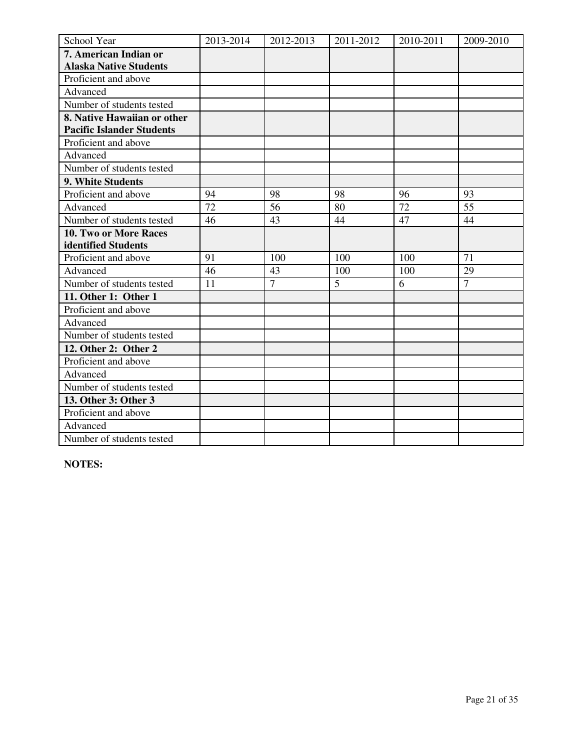| School Year | 2013-2014 | 2012-2013 | 2011-2012 | 2010-2011 | 2009-2010 |
|---|---|---|---|---|---|
| **7. American Indian or Alaska Native Students** | | | | | |
| Proficient and above | | | | | |
| Advanced | | | | | |
| Number of students tested | | | | | |
| **8. Native Hawaiian or other Pacific Islander Students** | | | | | |
| Proficient and above | | | | | |
| Advanced | | | | | |
| Number of students tested | | | | | |
| **9. White Students** | | | | | |
| Proficient and above | 94 | 98 | 98 | 96 | 93 |
| Advanced | 72 | 56 | 80 | 72 | 55 |
| Number of students tested | 46 | 43 | 44 | 47 | 44 |
| **10. Two or More Races identified Students** | | | | | |
| Proficient and above | 91 | 100 | 100 | 100 | 71 |
| Advanced | 46 | 43 | 100 | 100 | 29 |
| Number of students tested | 11 | 7 | 5 | 6 | 7 |
| **11. Other 1: Other 1** | | | | | |
| Proficient and above | | | | | |
| Advanced | | | | | |
| Number of students tested | | | | | |
| **12. Other 2: Other 2** | | | | | |
| Proficient and above | | | | | |
| Advanced | | | | | |
| Number of students tested | | | | | |
| **13. Other 3: Other 3** | | | | | |
| Proficient and above | | | | | |
| Advanced | | | | | |
| Number of students tested | | | | | |

**NOTES:**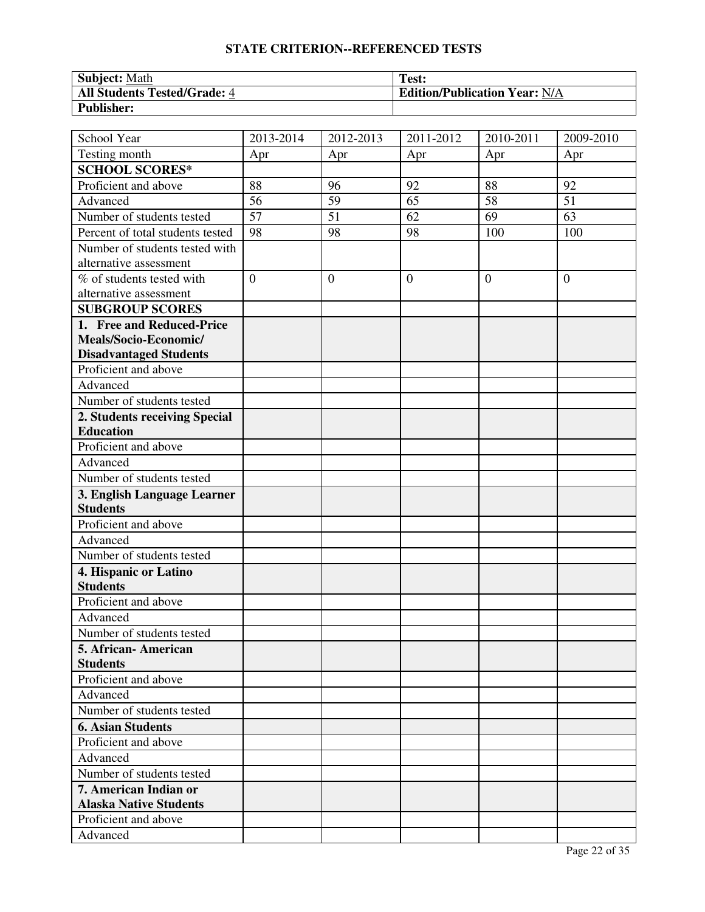# STATE CRITERION--REFERENCED TESTS

| | |
|---|---|
| **Subject:** Math | **Test:** |
| **All Students Tested/Grade:** 4 | **Edition/Publication Year:** N/A |
| **Publisher:** | |

| School Year | 2013-2014 | 2012-2013 | 2011-2012 | 2010-2011 | 2009-2010 |
|---|---|---|---|---|---|
| Testing month | Apr | Apr | Apr | Apr | Apr |
| **SCHOOL SCORES*** | | | | | |
| Proficient and above | 88 | 96 | 92 | 88 | 92 |
| Advanced | 56 | 59 | 65 | 58 | 51 |
| Number of students tested | 57 | 51 | 62 | 69 | 63 |
| Percent of total students tested | 98 | 98 | 98 | 100 | 100 |
| Number of students tested with alternative assessment | | | | | |
| % of students tested with alternative assessment | 0 | 0 | 0 | 0 | 0 |
| **SUBGROUP SCORES** | | | | | |
| **1. Free and Reduced-Price Meals/Socio-Economic/ Disadvantaged Students** | | | | | |
| Proficient and above | | | | | |
| Advanced | | | | | |
| Number of students tested | | | | | |
| **2. Students receiving Special Education** | | | | | |
| Proficient and above | | | | | |
| Advanced | | | | | |
| Number of students tested | | | | | |
| **3. English Language Learner Students** | | | | | |
| Proficient and above | | | | | |
| Advanced | | | | | |
| Number of students tested | | | | | |
| **4. Hispanic or Latino Students** | | | | | |
| Proficient and above | | | | | |
| Advanced | | | | | |
| Number of students tested | | | | | |
| **5. African- American Students** | | | | | |
| Proficient and above | | | | | |
| Advanced | | | | | |
| Number of students tested | | | | | |
| **6. Asian Students** | | | | | |
| Proficient and above | | | | | |
| Advanced | | | | | |
| Number of students tested | | | | | |
| **7. American Indian or Alaska Native Students** | | | | | |
| Proficient and above | | | | | |
| Advanced | | | | | |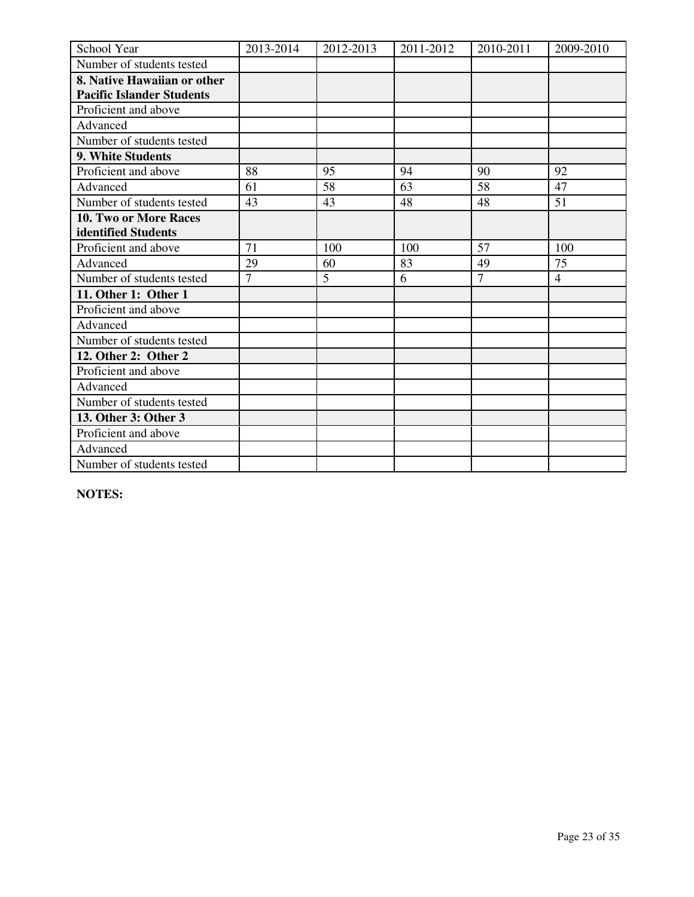| School Year | 2013-2014 | 2012-2013 | 2011-2012 | 2010-2011 | 2009-2010 |
|---|---|---|---|---|---|
| Number of students tested | | | | | |
| **8. Native Hawaiian or other Pacific Islander Students** | | | | | |
| Proficient and above | | | | | |
| Advanced | | | | | |
| Number of students tested | | | | | |
| **9. White Students** | | | | | |
| Proficient and above | 88 | 95 | 94 | 90 | 92 |
| Advanced | 61 | 58 | 63 | 58 | 47 |
| Number of students tested | 43 | 43 | 48 | 48 | 51 |
| **10. Two or More Races identified Students** | | | | | |
| Proficient and above | 71 | 100 | 100 | 57 | 100 |
| Advanced | 29 | 60 | 83 | 49 | 75 |
| Number of students tested | 7 | 5 | 6 | 7 | 4 |
| **11. Other 1: Other 1** | | | | | |
| Proficient and above | | | | | |
| Advanced | | | | | |
| Number of students tested | | | | | |
| **12. Other 2: Other 2** | | | | | |
| Proficient and above | | | | | |
| Advanced | | | | | |
| Number of students tested | | | | | |
| **13. Other 3: Other 3** | | | | | |
| Proficient and above | | | | | |
| Advanced | | | | | |
| Number of students tested | | | | | |

**NOTES:**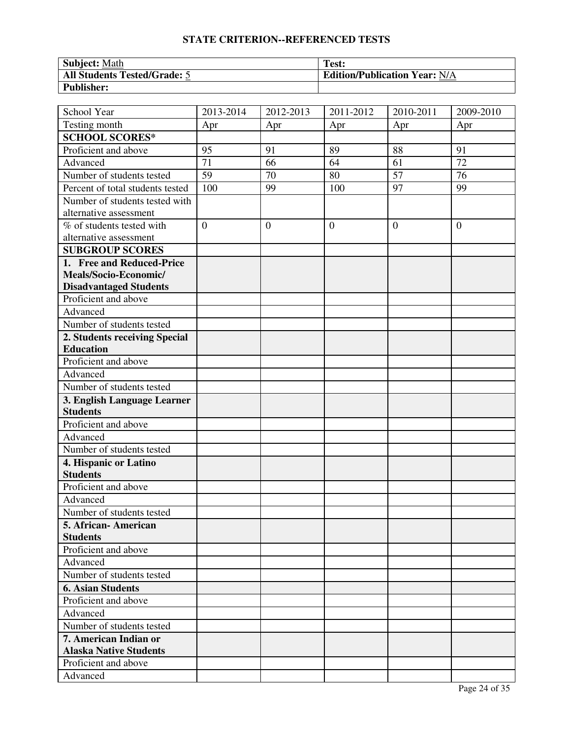## STATE CRITERION--REFERENCED TESTS

| | |
|---|---|
| **Subject:** Math | **Test:** |
| **All Students Tested/Grade:** 5 | **Edition/Publication Year:** N/A |
| **Publisher:** | |

| School Year | 2013-2014 | 2012-2013 | 2011-2012 | 2010-2011 | 2009-2010 |
|---|---|---|---|---|---|
| Testing month | Apr | Apr | Apr | Apr | Apr |
| **SCHOOL SCORES*** | | | | | |
| Proficient and above | 95 | 91 | 89 | 88 | 91 |
| Advanced | 71 | 66 | 64 | 61 | 72 |
| Number of students tested | 59 | 70 | 80 | 57 | 76 |
| Percent of total students tested | 100 | 99 | 100 | 97 | 99 |
| Number of students tested with alternative assessment | | | | | |
| % of students tested with alternative assessment | 0 | 0 | 0 | 0 | 0 |
| **SUBGROUP SCORES** | | | | | |
| **1. Free and Reduced-Price Meals/Socio-Economic/ Disadvantaged Students** | | | | | |
| Proficient and above | | | | | |
| Advanced | | | | | |
| Number of students tested | | | | | |
| **2. Students receiving Special Education** | | | | | |
| Proficient and above | | | | | |
| Advanced | | | | | |
| Number of students tested | | | | | |
| **3. English Language Learner Students** | | | | | |
| Proficient and above | | | | | |
| Advanced | | | | | |
| Number of students tested | | | | | |
| **4. Hispanic or Latino Students** | | | | | |
| Proficient and above | | | | | |
| Advanced | | | | | |
| Number of students tested | | | | | |
| **5. African- American Students** | | | | | |
| Proficient and above | | | | | |
| Advanced | | | | | |
| Number of students tested | | | | | |
| **6. Asian Students** | | | | | |
| Proficient and above | | | | | |
| Advanced | | | | | |
| Number of students tested | | | | | |
| **7. American Indian or Alaska Native Students** | | | | | |
| Proficient and above | | | | | |
| Advanced | | | | | |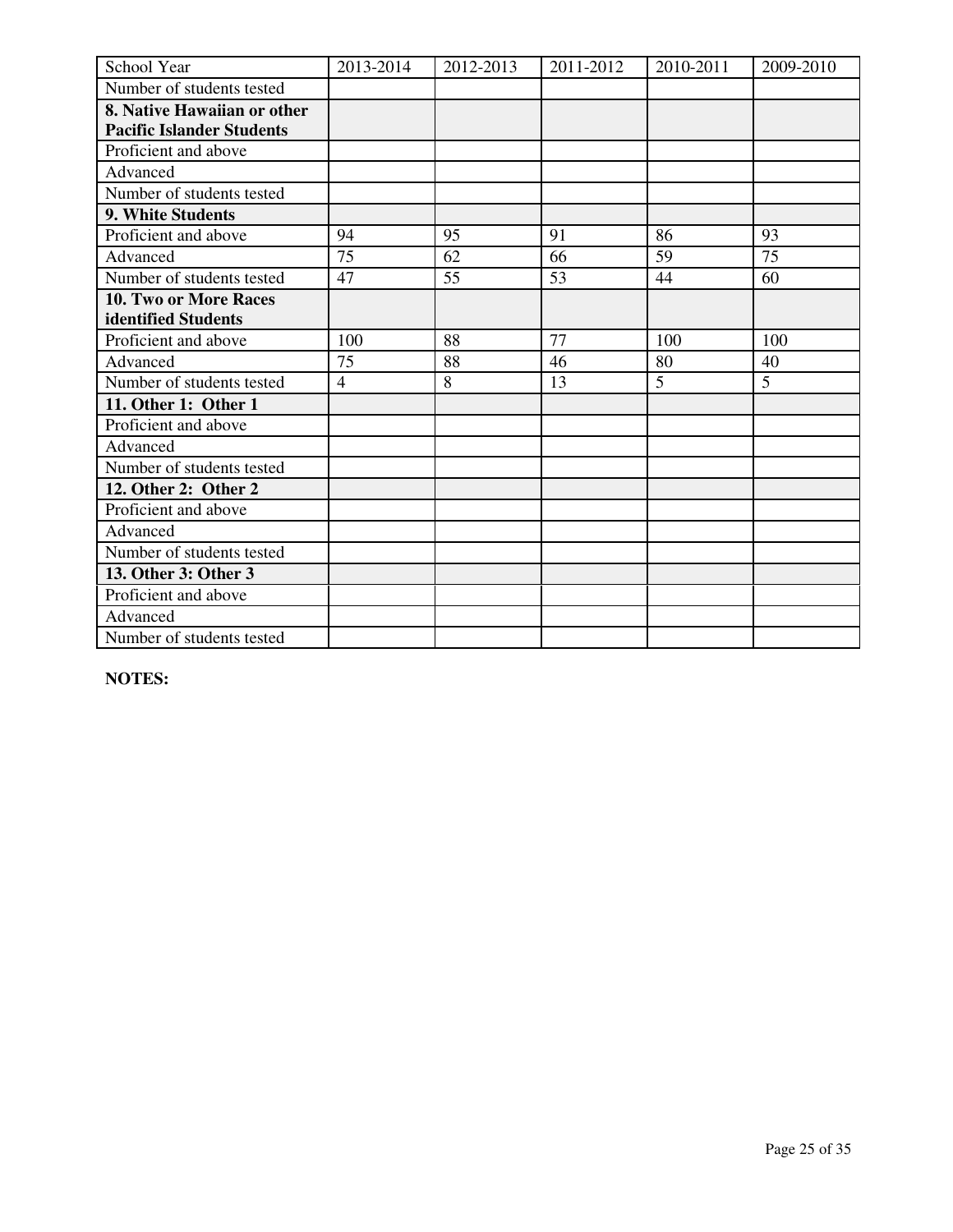| School Year | 2013-2014 | 2012-2013 | 2011-2012 | 2010-2011 | 2009-2010 |
|---|---|---|---|---|---|
| Number of students tested | | | | | |
| **8. Native Hawaiian or other Pacific Islander Students** | | | | | |
| Proficient and above | | | | | |
| Advanced | | | | | |
| Number of students tested | | | | | |
| **9. White Students** | | | | | |
| Proficient and above | 94 | 95 | 91 | 86 | 93 |
| Advanced | 75 | 62 | 66 | 59 | 75 |
| Number of students tested | 47 | 55 | 53 | 44 | 60 |
| **10. Two or More Races identified Students** | | | | | |
| Proficient and above | 100 | 88 | 77 | 100 | 100 |
| Advanced | 75 | 88 | 46 | 80 | 40 |
| Number of students tested | 4 | 8 | 13 | 5 | 5 |
| **11. Other 1: Other 1** | | | | | |
| Proficient and above | | | | | |
| Advanced | | | | | |
| Number of students tested | | | | | |
| **12. Other 2: Other 2** | | | | | |
| Proficient and above | | | | | |
| Advanced | | | | | |
| Number of students tested | | | | | |
| **13. Other 3: Other 3** | | | | | |
| Proficient and above | | | | | |
| Advanced | | | | | |
| Number of students tested | | | | | |

**NOTES:**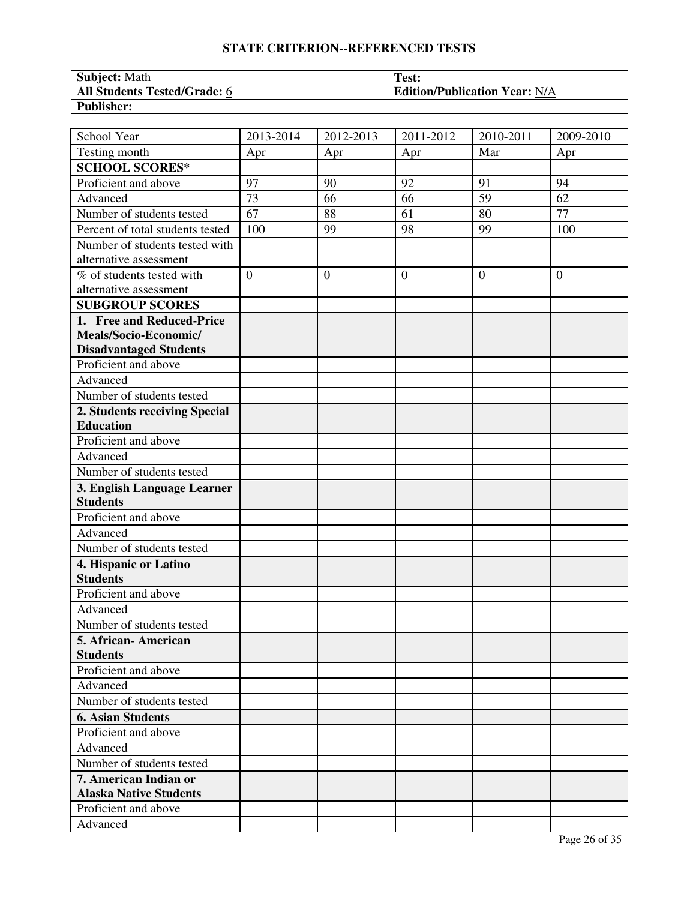## STATE CRITERION--REFERENCED TESTS

| | |
|---|---|
| **Subject:** Math | **Test:** |
| **All Students Tested/Grade:** 6 | **Edition/Publication Year:** N/A |
| **Publisher:** | |

| School Year | 2013-2014 | 2012-2013 | 2011-2012 | 2010-2011 | 2009-2010 |
|---|---|---|---|---|---|
| Testing month | Apr | Apr | Apr | Mar | Apr |
| **SCHOOL SCORES*** | | | | | |
| Proficient and above | 97 | 90 | 92 | 91 | 94 |
| Advanced | 73 | 66 | 66 | 59 | 62 |
| Number of students tested | 67 | 88 | 61 | 80 | 77 |
| Percent of total students tested | 100 | 99 | 98 | 99 | 100 |
| Number of students tested with alternative assessment | | | | | |
| % of students tested with alternative assessment | 0 | 0 | 0 | 0 | 0 |
| **SUBGROUP SCORES** | | | | | |
| **1. Free and Reduced-Price Meals/Socio-Economic/ Disadvantaged Students** | | | | | |
| Proficient and above | | | | | |
| Advanced | | | | | |
| Number of students tested | | | | | |
| **2. Students receiving Special Education** | | | | | |
| Proficient and above | | | | | |
| Advanced | | | | | |
| Number of students tested | | | | | |
| **3. English Language Learner Students** | | | | | |
| Proficient and above | | | | | |
| Advanced | | | | | |
| Number of students tested | | | | | |
| **4. Hispanic or Latino Students** | | | | | |
| Proficient and above | | | | | |
| Advanced | | | | | |
| Number of students tested | | | | | |
| **5. African- American Students** | | | | | |
| Proficient and above | | | | | |
| Advanced | | | | | |
| Number of students tested | | | | | |
| **6. Asian Students** | | | | | |
| Proficient and above | | | | | |
| Advanced | | | | | |
| Number of students tested | | | | | |
| **7. American Indian or Alaska Native Students** | | | | | |
| Proficient and above | | | | | |
| Advanced | | | | | |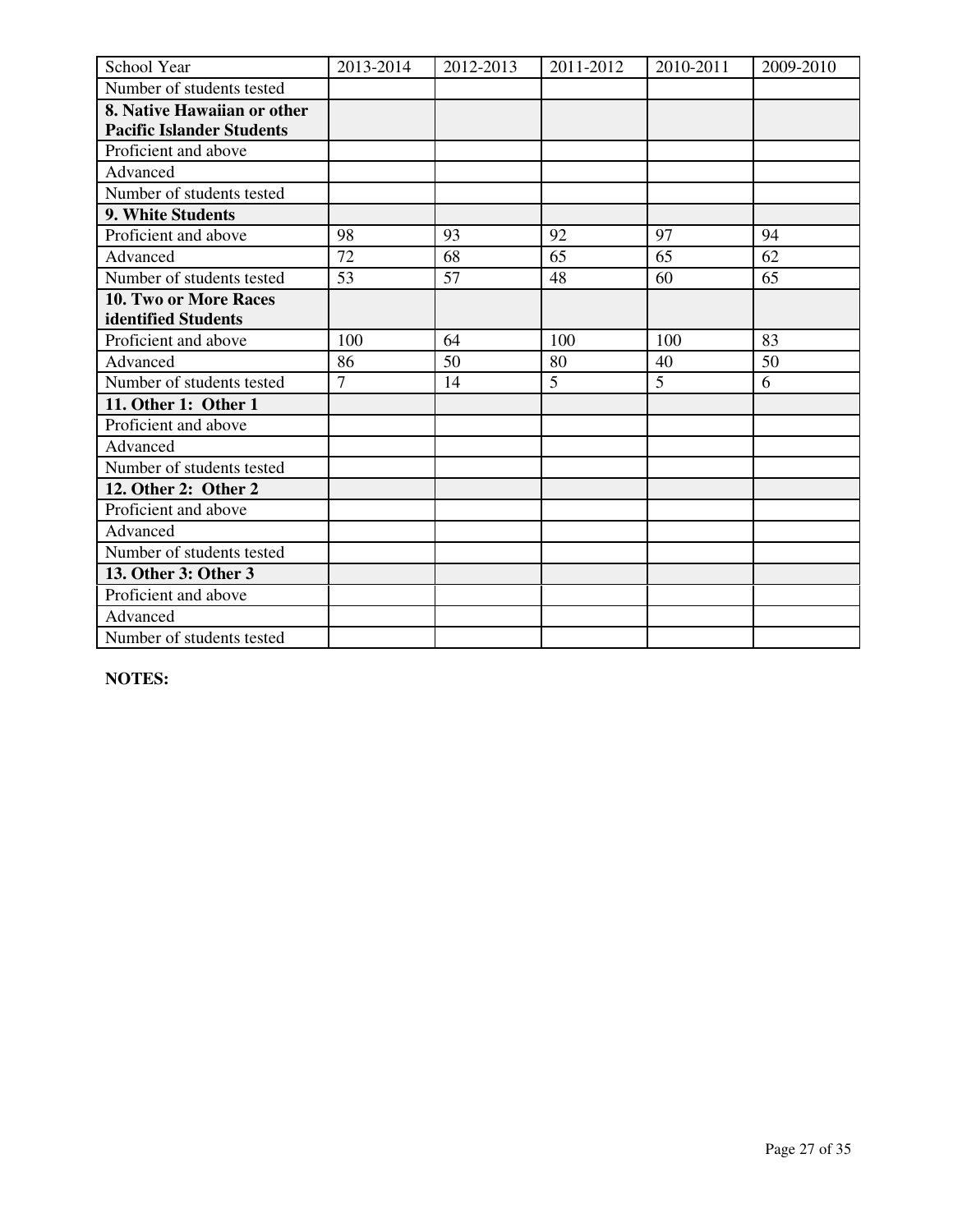| School Year | 2013-2014 | 2012-2013 | 2011-2012 | 2010-2011 | 2009-2010 |
|---|---|---|---|---|---|
| Number of students tested | | | | | |
| **8. Native Hawaiian or other Pacific Islander Students** | | | | | |
| Proficient and above | | | | | |
| Advanced | | | | | |
| Number of students tested | | | | | |
| **9. White Students** | | | | | |
| Proficient and above | 98 | 93 | 92 | 97 | 94 |
| Advanced | 72 | 68 | 65 | 65 | 62 |
| Number of students tested | 53 | 57 | 48 | 60 | 65 |
| **10. Two or More Races identified Students** | | | | | |
| Proficient and above | 100 | 64 | 100 | 100 | 83 |
| Advanced | 86 | 50 | 80 | 40 | 50 |
| Number of students tested | 7 | 14 | 5 | 5 | 6 |
| **11. Other 1: Other 1** | | | | | |
| Proficient and above | | | | | |
| Advanced | | | | | |
| Number of students tested | | | | | |
| **12. Other 2: Other 2** | | | | | |
| Proficient and above | | | | | |
| Advanced | | | | | |
| Number of students tested | | | | | |
| **13. Other 3: Other 3** | | | | | |
| Proficient and above | | | | | |
| Advanced | | | | | |
| Number of students tested | | | | | |

**NOTES:**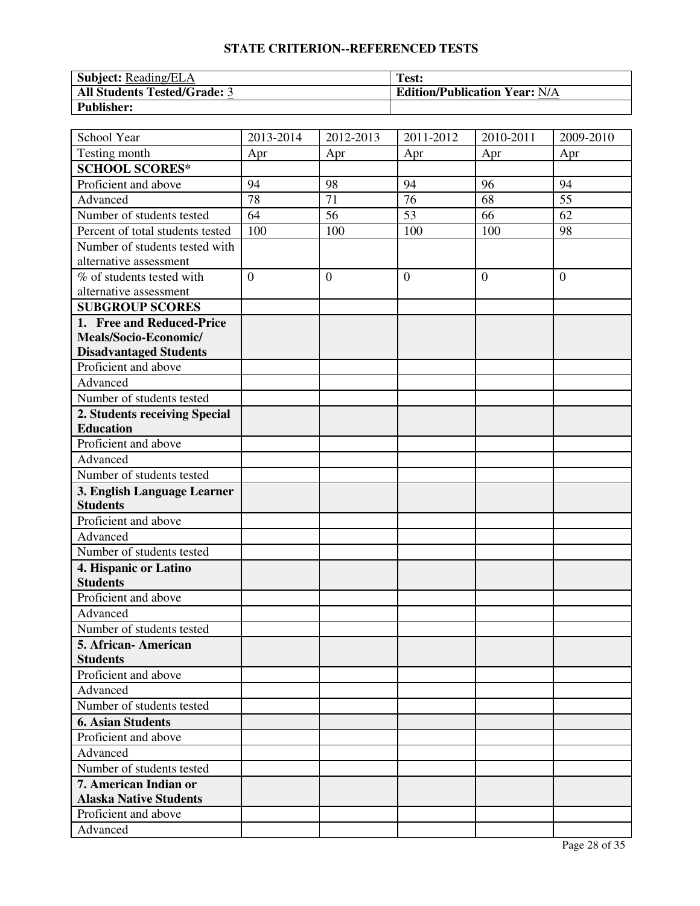## STATE CRITERION--REFERENCED TESTS

| | |
|---|---|
| **Subject:** Reading/ELA | **Test:** |
| **All Students Tested/Grade:** 3 | **Edition/Publication Year:** N/A |
| **Publisher:** | |

| School Year | 2013-2014 | 2012-2013 | 2011-2012 | 2010-2011 | 2009-2010 |
|---|---|---|---|---|---|
| Testing month | Apr | Apr | Apr | Apr | Apr |
| **SCHOOL SCORES*** | | | | | |
| Proficient and above | 94 | 98 | 94 | 96 | 94 |
| Advanced | 78 | 71 | 76 | 68 | 55 |
| Number of students tested | 64 | 56 | 53 | 66 | 62 |
| Percent of total students tested | 100 | 100 | 100 | 100 | 98 |
| Number of students tested with alternative assessment | | | | | |
| % of students tested with alternative assessment | 0 | 0 | 0 | 0 | 0 |
| **SUBGROUP SCORES** | | | | | |
| **1. Free and Reduced-Price Meals/Socio-Economic/ Disadvantaged Students** | | | | | |
| Proficient and above | | | | | |
| Advanced | | | | | |
| Number of students tested | | | | | |
| **2. Students receiving Special Education** | | | | | |
| Proficient and above | | | | | |
| Advanced | | | | | |
| Number of students tested | | | | | |
| **3. English Language Learner Students** | | | | | |
| Proficient and above | | | | | |
| Advanced | | | | | |
| Number of students tested | | | | | |
| **4. Hispanic or Latino Students** | | | | | |
| Proficient and above | | | | | |
| Advanced | | | | | |
| Number of students tested | | | | | |
| **5. African- American Students** | | | | | |
| Proficient and above | | | | | |
| Advanced | | | | | |
| Number of students tested | | | | | |
| **6. Asian Students** | | | | | |
| Proficient and above | | | | | |
| Advanced | | | | | |
| Number of students tested | | | | | |
| **7. American Indian or Alaska Native Students** | | | | | |
| Proficient and above | | | | | |
| Advanced | | | | | |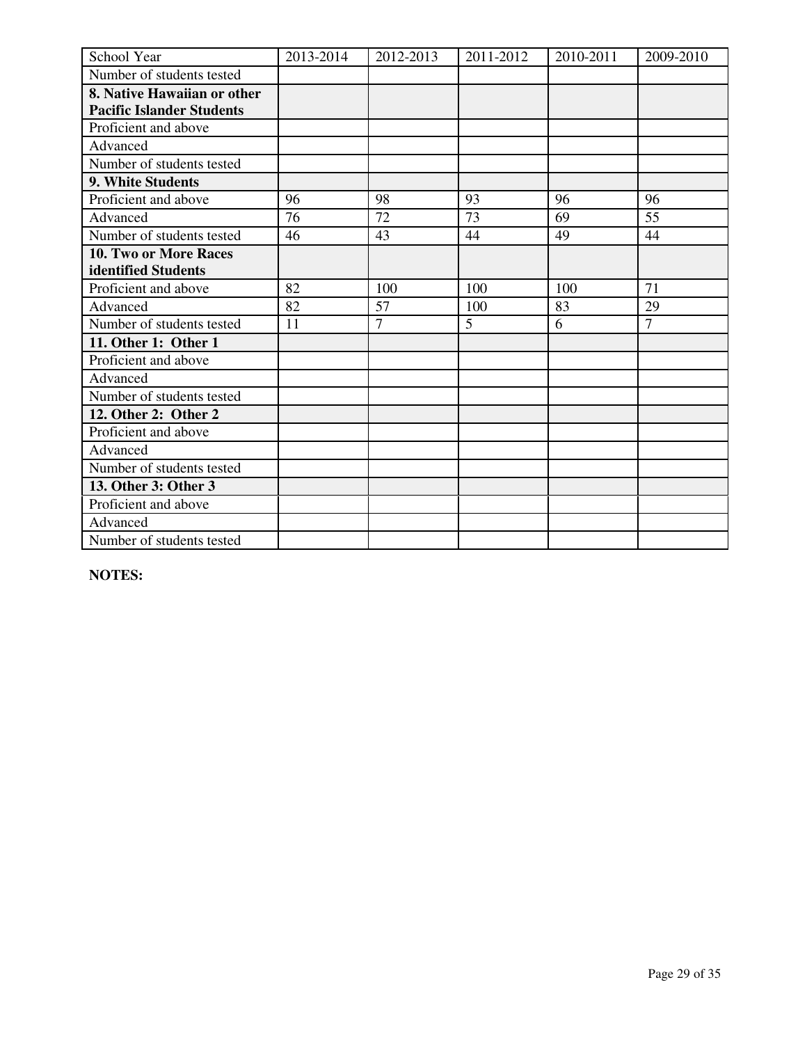| School Year | 2013-2014 | 2012-2013 | 2011-2012 | 2010-2011 | 2009-2010 |
|---|---|---|---|---|---|
| Number of students tested | | | | | |
| **8. Native Hawaiian or other Pacific Islander Students** | | | | | |
| Proficient and above | | | | | |
| Advanced | | | | | |
| Number of students tested | | | | | |
| **9. White Students** | | | | | |
| Proficient and above | 96 | 98 | 93 | 96 | 96 |
| Advanced | 76 | 72 | 73 | 69 | 55 |
| Number of students tested | 46 | 43 | 44 | 49 | 44 |
| **10. Two or More Races identified Students** | | | | | |
| Proficient and above | 82 | 100 | 100 | 100 | 71 |
| Advanced | 82 | 57 | 100 | 83 | 29 |
| Number of students tested | 11 | 7 | 5 | 6 | 7 |
| **11. Other 1: Other 1** | | | | | |
| Proficient and above | | | | | |
| Advanced | | | | | |
| Number of students tested | | | | | |
| **12. Other 2: Other 2** | | | | | |
| Proficient and above | | | | | |
| Advanced | | | | | |
| Number of students tested | | | | | |
| **13. Other 3: Other 3** | | | | | |
| Proficient and above | | | | | |
| Advanced | | | | | |
| Number of students tested | | | | | |

**NOTES:**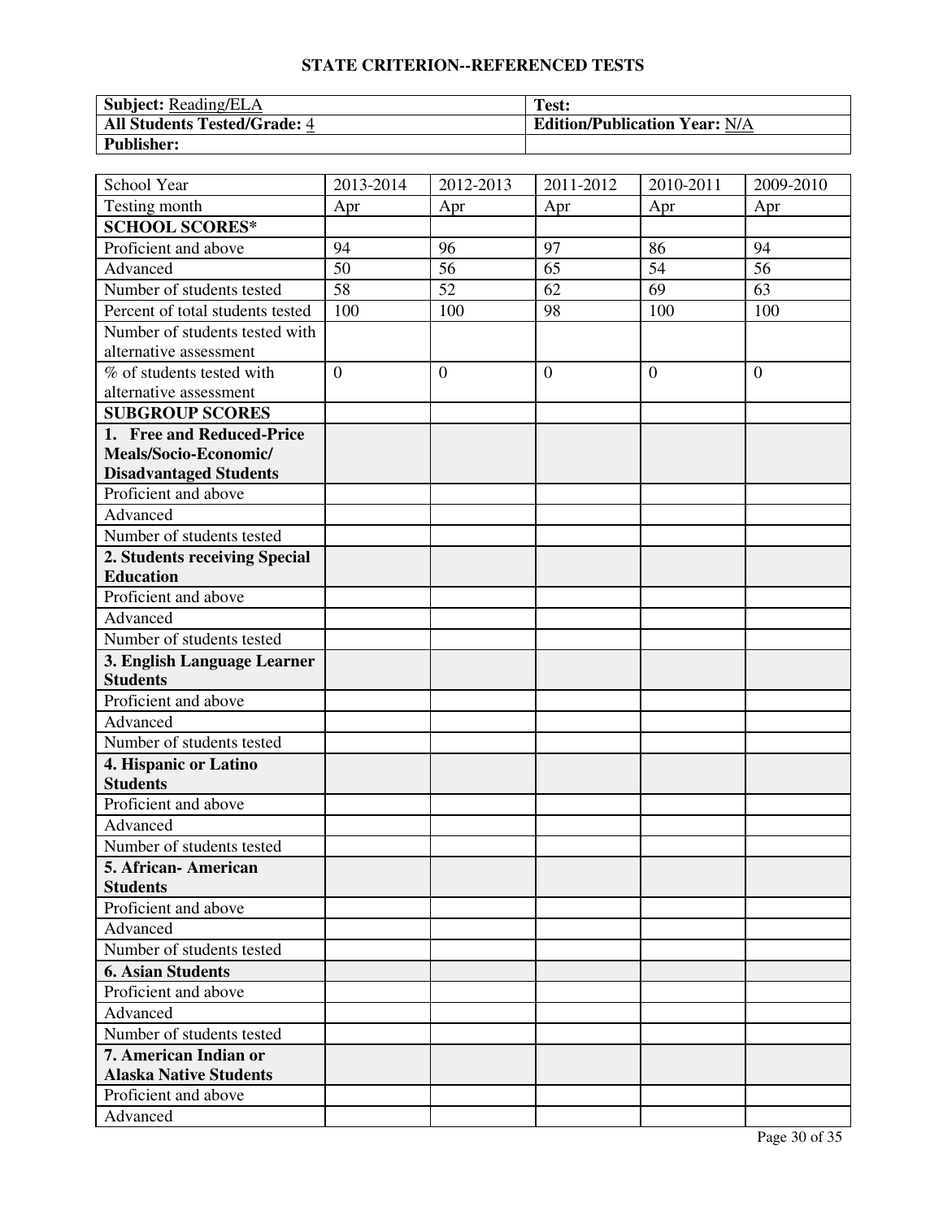## STATE CRITERION--REFERENCED TESTS

| | |
|---|---|
| **Subject:** Reading/ELA | **Test:** |
| **All Students Tested/Grade:** 4 | **Edition/Publication Year:** N/A |
| **Publisher:** | |

| School Year | 2013-2014 | 2012-2013 | 2011-2012 | 2010-2011 | 2009-2010 |
|---|---|---|---|---|---|
| Testing month | Apr | Apr | Apr | Apr | Apr |
| **SCHOOL SCORES*** | | | | | |
| Proficient and above | 94 | 96 | 97 | 86 | 94 |
| Advanced | 50 | 56 | 65 | 54 | 56 |
| Number of students tested | 58 | 52 | 62 | 69 | 63 |
| Percent of total students tested | 100 | 100 | 98 | 100 | 100 |
| Number of students tested with alternative assessment | | | | | |
| % of students tested with alternative assessment | 0 | 0 | 0 | 0 | 0 |
| **SUBGROUP SCORES** | | | | | |
| **1. Free and Reduced-Price Meals/Socio-Economic/ Disadvantaged Students** | | | | | |
| Proficient and above | | | | | |
| Advanced | | | | | |
| Number of students tested | | | | | |
| **2. Students receiving Special Education** | | | | | |
| Proficient and above | | | | | |
| Advanced | | | | | |
| Number of students tested | | | | | |
| **3. English Language Learner Students** | | | | | |
| Proficient and above | | | | | |
| Advanced | | | | | |
| Number of students tested | | | | | |
| **4. Hispanic or Latino Students** | | | | | |
| Proficient and above | | | | | |
| Advanced | | | | | |
| Number of students tested | | | | | |
| **5. African- American Students** | | | | | |
| Proficient and above | | | | | |
| Advanced | | | | | |
| Number of students tested | | | | | |
| **6. Asian Students** | | | | | |
| Proficient and above | | | | | |
| Advanced | | | | | |
| Number of students tested | | | | | |
| **7. American Indian or Alaska Native Students** | | | | | |
| Proficient and above | | | | | |
| Advanced | | | | | |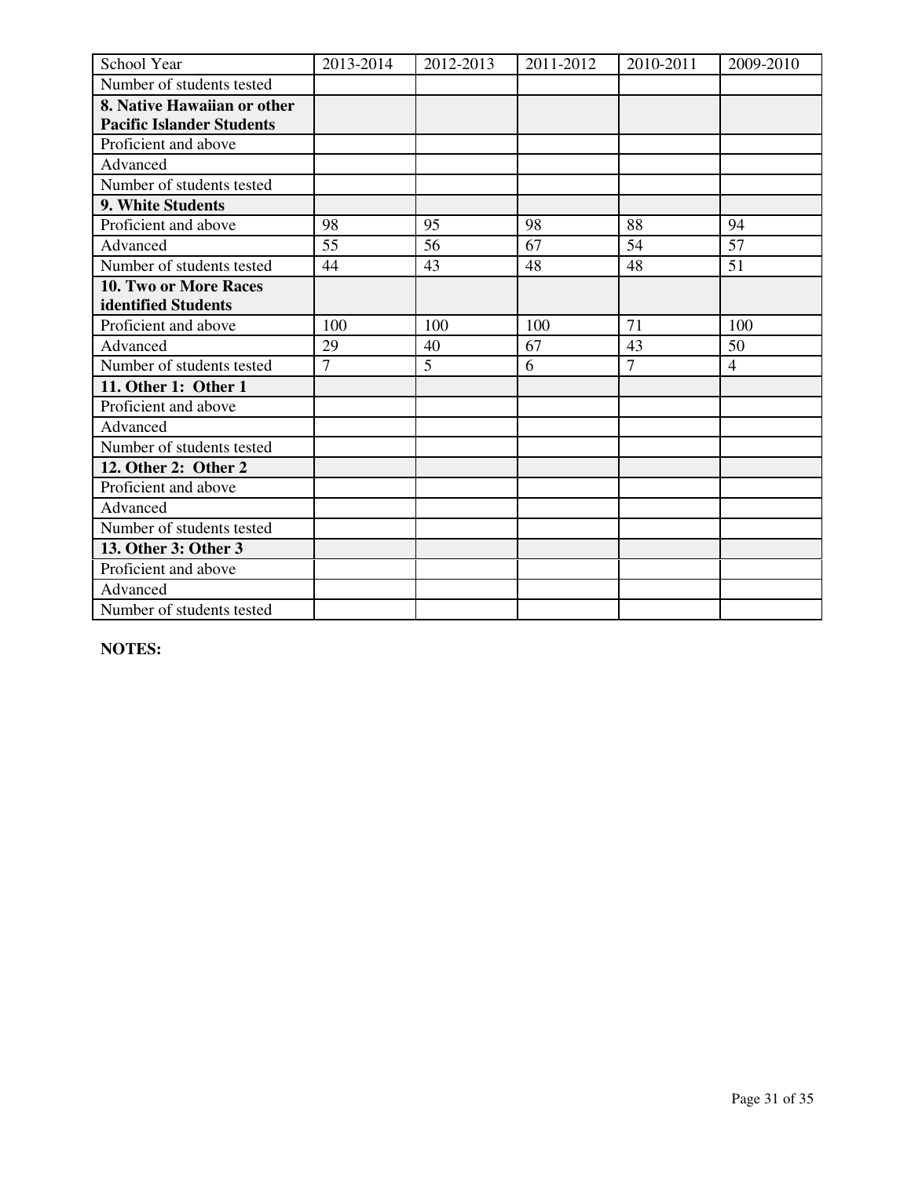| School Year | 2013-2014 | 2012-2013 | 2011-2012 | 2010-2011 | 2009-2010 |
|---|---|---|---|---|---|
| Number of students tested | | | | | |
| **8. Native Hawaiian or other Pacific Islander Students** | | | | | |
| Proficient and above | | | | | |
| Advanced | | | | | |
| Number of students tested | | | | | |
| **9. White Students** | | | | | |
| Proficient and above | 98 | 95 | 98 | 88 | 94 |
| Advanced | 55 | 56 | 67 | 54 | 57 |
| Number of students tested | 44 | 43 | 48 | 48 | 51 |
| **10. Two or More Races identified Students** | | | | | |
| Proficient and above | 100 | 100 | 100 | 71 | 100 |
| Advanced | 29 | 40 | 67 | 43 | 50 |
| Number of students tested | 7 | 5 | 6 | 7 | 4 |
| **11. Other 1: Other 1** | | | | | |
| Proficient and above | | | | | |
| Advanced | | | | | |
| Number of students tested | | | | | |
| **12. Other 2: Other 2** | | | | | |
| Proficient and above | | | | | |
| Advanced | | | | | |
| Number of students tested | | | | | |
| **13. Other 3: Other 3** | | | | | |
| Proficient and above | | | | | |
| Advanced | | | | | |
| Number of students tested | | | | | |

**NOTES:**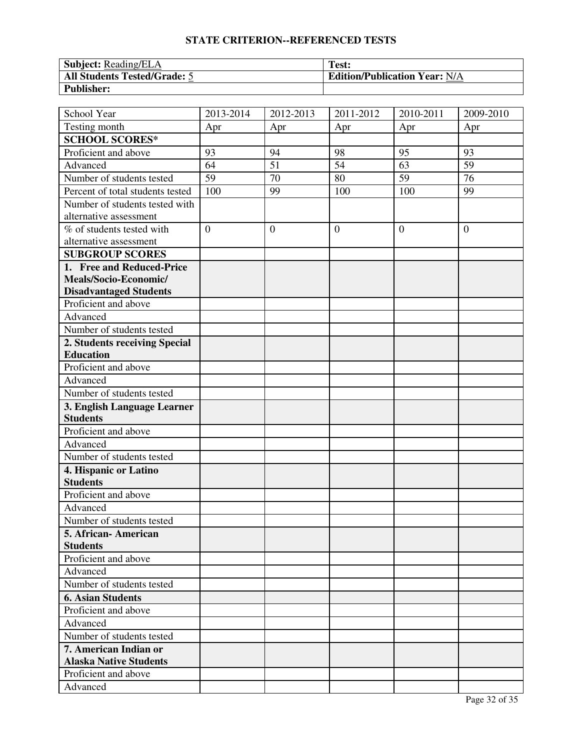## STATE CRITERION--REFERENCED TESTS

| **Subject:** Reading/ELA | **Test:** |
|---|---|
| **All Students Tested/Grade:** 5 | **Edition/Publication Year:** N/A |
| **Publisher:** | |

| School Year | 2013-2014 | 2012-2013 | 2011-2012 | 2010-2011 | 2009-2010 |
|---|---|---|---|---|---|
| Testing month | Apr | Apr | Apr | Apr | Apr |
| **SCHOOL SCORES*** | | | | | |
| Proficient and above | 93 | 94 | 98 | 95 | 93 |
| Advanced | 64 | 51 | 54 | 63 | 59 |
| Number of students tested | 59 | 70 | 80 | 59 | 76 |
| Percent of total students tested | 100 | 99 | 100 | 100 | 99 |
| Number of students tested with alternative assessment | | | | | |
| % of students tested with alternative assessment | 0 | 0 | 0 | 0 | 0 |
| **SUBGROUP SCORES** | | | | | |
| **1. Free and Reduced-Price Meals/Socio-Economic/ Disadvantaged Students** | | | | | |
| Proficient and above | | | | | |
| Advanced | | | | | |
| Number of students tested | | | | | |
| **2. Students receiving Special Education** | | | | | |
| Proficient and above | | | | | |
| Advanced | | | | | |
| Number of students tested | | | | | |
| **3. English Language Learner Students** | | | | | |
| Proficient and above | | | | | |
| Advanced | | | | | |
| Number of students tested | | | | | |
| **4. Hispanic or Latino Students** | | | | | |
| Proficient and above | | | | | |
| Advanced | | | | | |
| Number of students tested | | | | | |
| **5. African- American Students** | | | | | |
| Proficient and above | | | | | |
| Advanced | | | | | |
| Number of students tested | | | | | |
| **6. Asian Students** | | | | | |
| Proficient and above | | | | | |
| Advanced | | | | | |
| Number of students tested | | | | | |
| **7. American Indian or Alaska Native Students** | | | | | |
| Proficient and above | | | | | |
| Advanced | | | | | |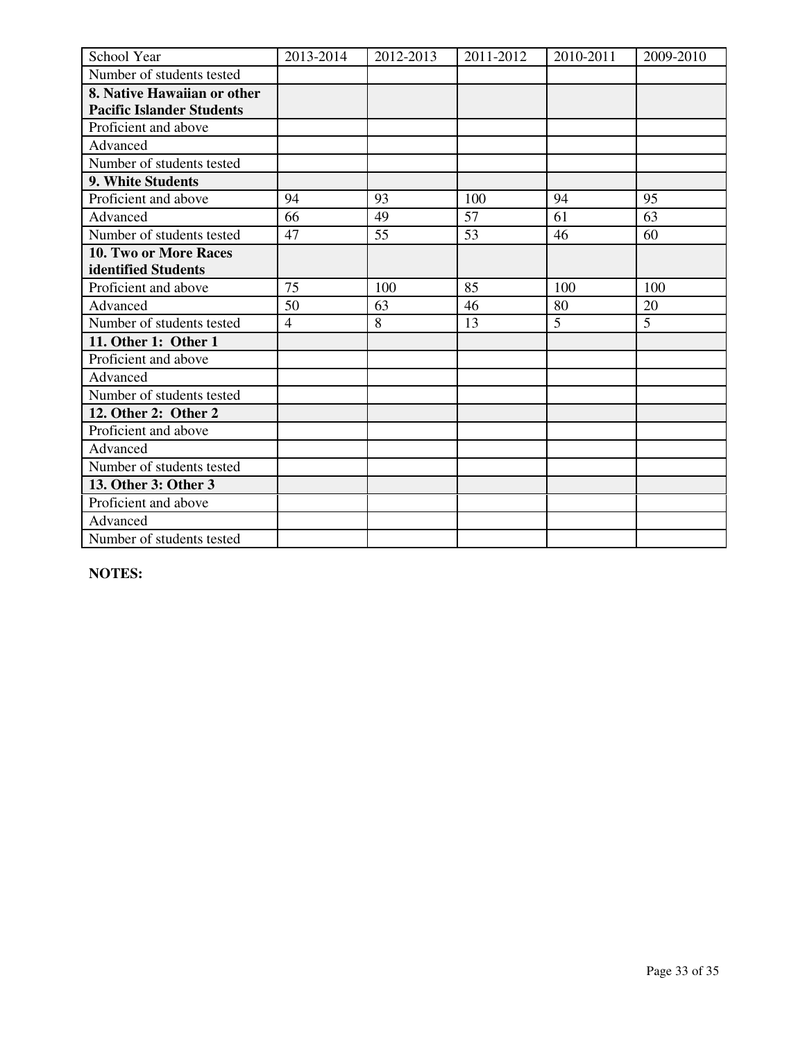| School Year | 2013-2014 | 2012-2013 | 2011-2012 | 2010-2011 | 2009-2010 |
|---|---|---|---|---|---|
| Number of students tested | | | | | |
| **8. Native Hawaiian or other Pacific Islander Students** | | | | | |
| Proficient and above | | | | | |
| Advanced | | | | | |
| Number of students tested | | | | | |
| **9. White Students** | | | | | |
| Proficient and above | 94 | 93 | 100 | 94 | 95 |
| Advanced | 66 | 49 | 57 | 61 | 63 |
| Number of students tested | 47 | 55 | 53 | 46 | 60 |
| **10. Two or More Races identified Students** | | | | | |
| Proficient and above | 75 | 100 | 85 | 100 | 100 |
| Advanced | 50 | 63 | 46 | 80 | 20 |
| Number of students tested | 4 | 8 | 13 | 5 | 5 |
| **11. Other 1: Other 1** | | | | | |
| Proficient and above | | | | | |
| Advanced | | | | | |
| Number of students tested | | | | | |
| **12. Other 2: Other 2** | | | | | |
| Proficient and above | | | | | |
| Advanced | | | | | |
| Number of students tested | | | | | |
| **13. Other 3: Other 3** | | | | | |
| Proficient and above | | | | | |
| Advanced | | | | | |
| Number of students tested | | | | | |

**NOTES:**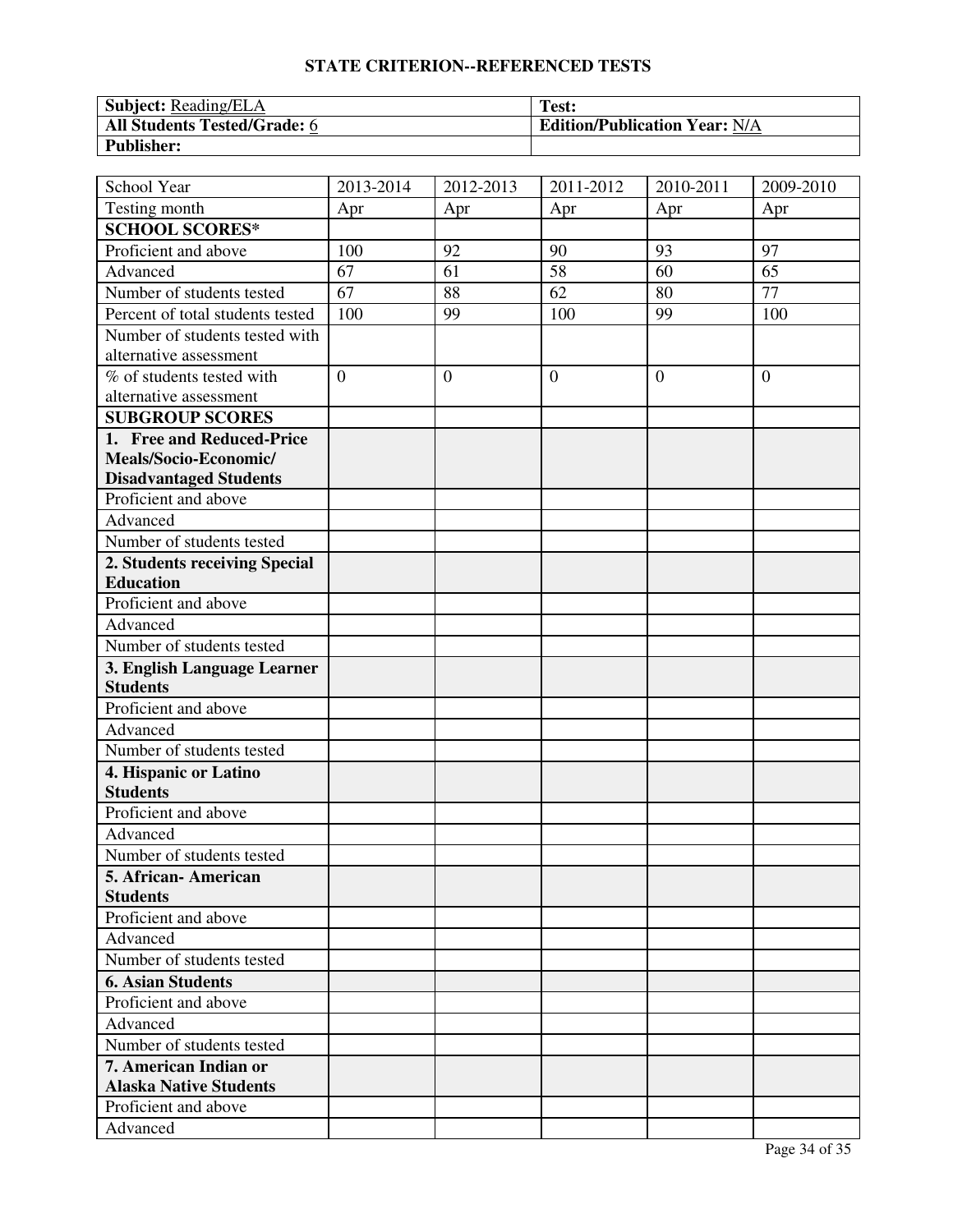## STATE CRITERION--REFERENCED TESTS

| | |
|---|---|
| **Subject:** Reading/ELA | **Test:** |
| **All Students Tested/Grade:** 6 | **Edition/Publication Year:** N/A |
| **Publisher:** | |

| School Year | 2013-2014 | 2012-2013 | 2011-2012 | 2010-2011 | 2009-2010 |
|---|---|---|---|---|---|
| Testing month | Apr | Apr | Apr | Apr | Apr |
| **SCHOOL SCORES*** | | | | | |
| Proficient and above | 100 | 92 | 90 | 93 | 97 |
| Advanced | 67 | 61 | 58 | 60 | 65 |
| Number of students tested | 67 | 88 | 62 | 80 | 77 |
| Percent of total students tested | 100 | 99 | 100 | 99 | 100 |
| Number of students tested with alternative assessment | | | | | |
| % of students tested with alternative assessment | 0 | 0 | 0 | 0 | 0 |
| **SUBGROUP SCORES** | | | | | |
| **1. Free and Reduced-Price Meals/Socio-Economic/ Disadvantaged Students** | | | | | |
| Proficient and above | | | | | |
| Advanced | | | | | |
| Number of students tested | | | | | |
| **2. Students receiving Special Education** | | | | | |
| Proficient and above | | | | | |
| Advanced | | | | | |
| Number of students tested | | | | | |
| **3. English Language Learner Students** | | | | | |
| Proficient and above | | | | | |
| Advanced | | | | | |
| Number of students tested | | | | | |
| **4. Hispanic or Latino Students** | | | | | |
| Proficient and above | | | | | |
| Advanced | | | | | |
| Number of students tested | | | | | |
| **5. African- American Students** | | | | | |
| Proficient and above | | | | | |
| Advanced | | | | | |
| Number of students tested | | | | | |
| **6. Asian Students** | | | | | |
| Proficient and above | | | | | |
| Advanced | | | | | |
| Number of students tested | | | | | |
| **7. American Indian or Alaska Native Students** | | | | | |
| Proficient and above | | | | | |
| Advanced | | | | | |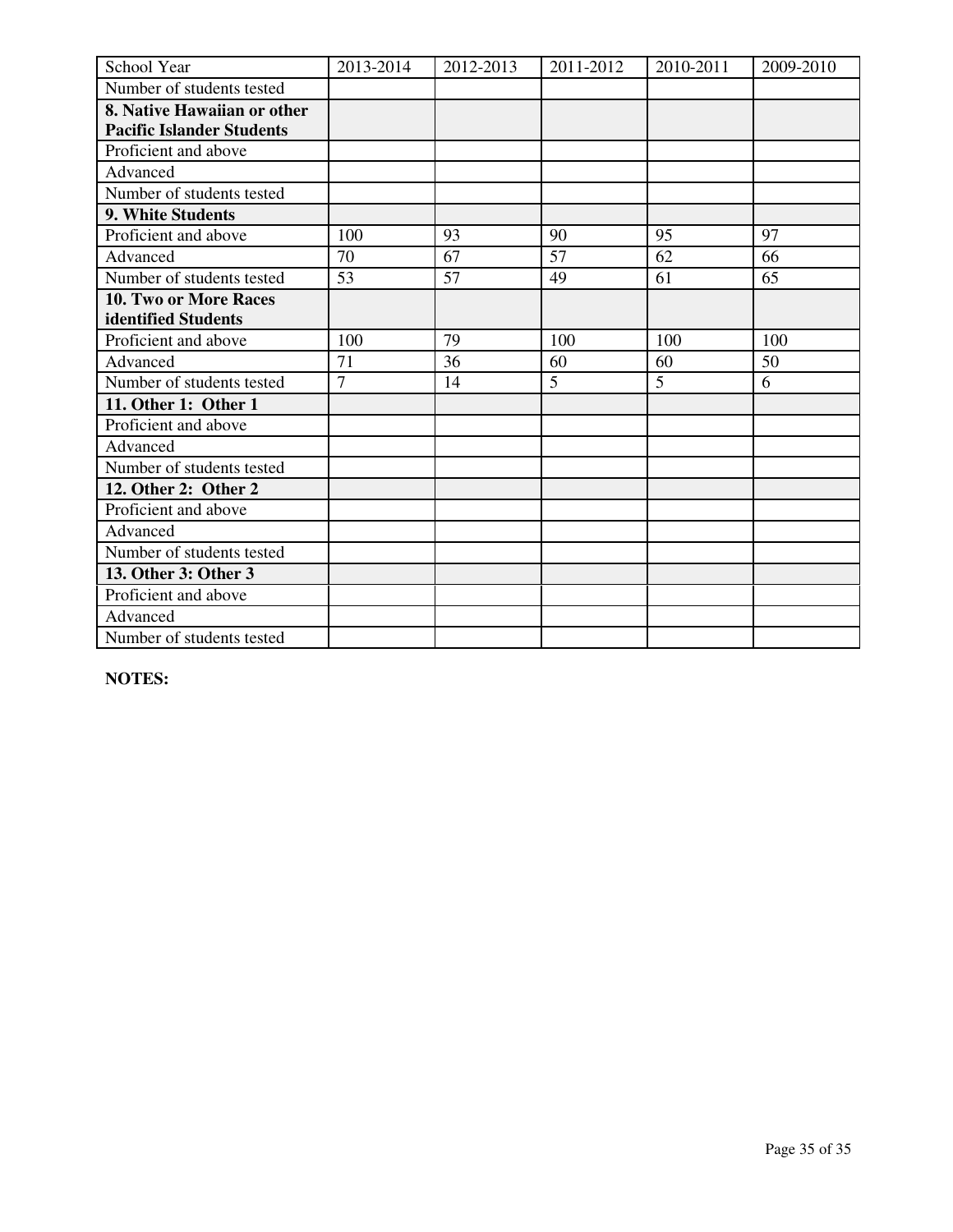| School Year | 2013-2014 | 2012-2013 | 2011-2012 | 2010-2011 | 2009-2010 |
|---|---|---|---|---|---|
| Number of students tested | | | | | |
| **8. Native Hawaiian or other Pacific Islander Students** | | | | | |
| Proficient and above | | | | | |
| Advanced | | | | | |
| Number of students tested | | | | | |
| **9. White Students** | | | | | |
| Proficient and above | 100 | 93 | 90 | 95 | 97 |
| Advanced | 70 | 67 | 57 | 62 | 66 |
| Number of students tested | 53 | 57 | 49 | 61 | 65 |
| **10. Two or More Races identified Students** | | | | | |
| Proficient and above | 100 | 79 | 100 | 100 | 100 |
| Advanced | 71 | 36 | 60 | 60 | 50 |
| Number of students tested | 7 | 14 | 5 | 5 | 6 |
| **11. Other 1: Other 1** | | | | | |
| Proficient and above | | | | | |
| Advanced | | | | | |
| Number of students tested | | | | | |
| **12. Other 2: Other 2** | | | | | |
| Proficient and above | | | | | |
| Advanced | | | | | |
| Number of students tested | | | | | |
| **13. Other 3: Other 3** | | | | | |
| Proficient and above | | | | | |
| Advanced | | | | | |
| Number of students tested | | | | | |

**NOTES:**